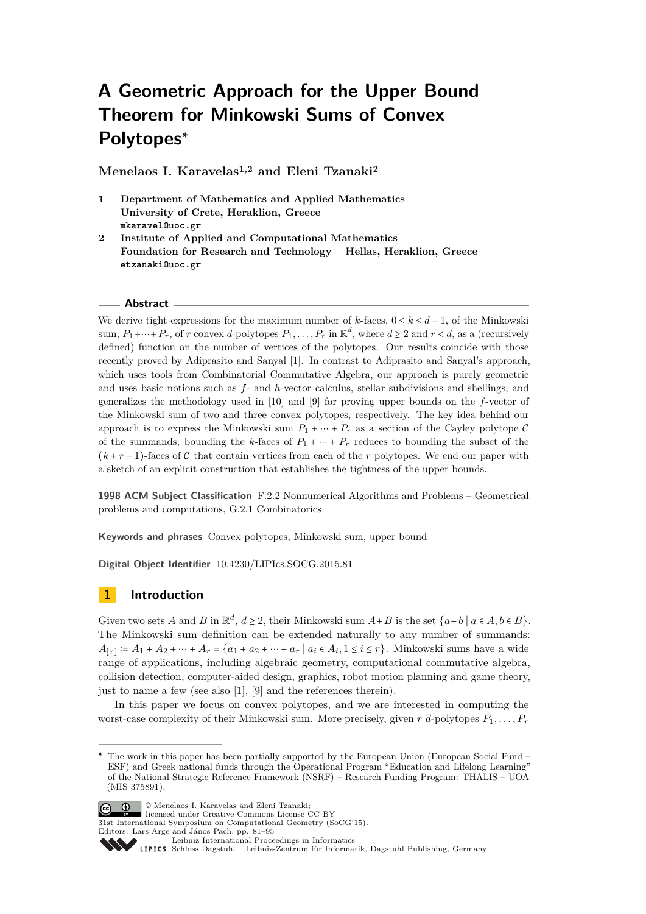# A Geometric Approach for the Upper Bound Theorem for Minkowski Sums of Convex Polytopes*

**Menelaos I. Karavelas[1,2] and Eleni Tzanaki[2]**

1 **Department of Mathematics and Applied Mathematics**
**University of Crete, Heraklion, Greece**
`mkaravel@uoc.gr`

2 **Institute of Applied and Computational Mathematics**
**Foundation for Research and Technology – Hellas, Heraklion, Greece**
`etzanaki@uoc.gr`

## Abstract

We derive tight expressions for the maximum number of $k$-faces, $0 \le k \le d-1$, of the Minkowski sum, $P_1 + \cdots + P_r$, of $r$ convex $d$-polytopes $P_1, \ldots, P_r$ in $\mathbb{R}^d$, where $d \ge 2$ and $r < d$, as a (recursively defined) function on the number of vertices of the polytopes. Our results coincide with those recently proved by Adiprasito and Sanyal [1]. In contrast to Adiprasito and Sanyal's approach, which uses tools from Combinatorial Commutative Algebra, our approach is purely geometric and uses basic notions such as $f$- and $h$-vector calculus, stellar subdivisions and shellings, and generalizes the methodology used in [10] and [9] for proving upper bounds on the $f$-vector of the Minkowski sum of two and three convex polytopes, respectively. The key idea behind our approach is to express the Minkowski sum $P_1 + \cdots + P_r$ as a section of the Cayley polytope $\mathcal{C}$ of the summands; bounding the $k$-faces of $P_1 + \cdots + P_r$ reduces to bounding the subset of the $(k+r-1)$-faces of $\mathcal{C}$ that contain vertices from each of the $r$ polytopes. We end our paper with a sketch of an explicit construction that establishes the tightness of the upper bounds.

**1998 ACM Subject Classification** F.2.2 Nonnumerical Algorithms and Problems – Geometrical problems and computations, G.2.1 Combinatorics

**Keywords and phrases** Convex polytopes, Minkowski sum, upper bound

**Digital Object Identifier** 10.4230/LIPIcs.SOCG.2015.81

## 1 Introduction

Given two sets $A$ and $B$ in $\mathbb{R}^d$, $d \ge 2$, their Minkowski sum $A+B$ is the set $\{a+b \mid a \in A, b \in B\}$. The Minkowski sum definition can be extended naturally to any number of summands: $A_{[r]} := A_1 + A_2 + \cdots + A_r = \{a_1 + a_2 + \cdots + a_r \mid a_i \in A_i, 1 \le i \le r\}$. Minkowski sums have a wide range of applications, including algebraic geometry, computational commutative algebra, collision detection, computer-aided design, graphics, robot motion planning and game theory, just to name a few (see also [1], [9] and the references therein).

In this paper we focus on convex polytopes, and we are interested in computing the worst-case complexity of their Minkowski sum. More precisely, given $r$ $d$-polytopes $P_1, \ldots, P_r$

---

* The work in this paper has been partially supported by the European Union (European Social Fund – ESF) and Greek national funds through the Operational Program "Education and Lifelong Learning" of the National Strategic Reference Framework (NSRF) – Research Funding Program: THALIS – UOA (MIS 375891).

© Menelaos I. Karavelas and Eleni Tzanaki;
licensed under Creative Commons License CC-BY
31st International Symposium on Computational Geometry (SoCG'15).
Editors: Lars Arge and János Pach; pp. 81–95
Leibniz International Proceedings in Informatics
Schloss Dagstuhl – Leibniz-Zentrum für Informatik, Dagstuhl Publishing, Germany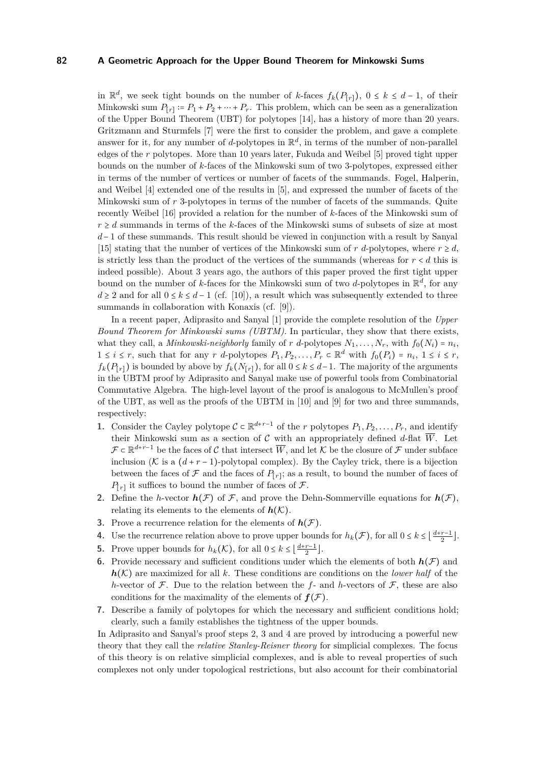in $\mathbb{R}^d$, we seek tight bounds on the number of $k$-faces $f_k(P_{[r]})$, $0 \le k \le d-1$, of their Minkowski sum $P_{[r]} := P_1 + P_2 + \cdots + P_r$. This problem, which can be seen as a generalization of the Upper Bound Theorem (UBT) for polytopes [14], has a history of more than 20 years. Gritzmann and Sturmfels [7] were the first to consider the problem, and gave a complete answer for it, for any number of $d$-polytopes in $\mathbb{R}^d$, in terms of the number of non-parallel edges of the $r$ polytopes. More than 10 years later, Fukuda and Weibel [5] proved tight upper bounds on the number of $k$-faces of the Minkowski sum of two 3-polytopes, expressed either in terms of the number of vertices or number of facets of the summands. Fogel, Halperin, and Weibel [4] extended one of the results in [5], and expressed the number of facets of the Minkowski sum of $r$ 3-polytopes in terms of the number of facets of the summands. Quite recently Weibel [16] provided a relation for the number of $k$-faces of the Minkowski sum of $r \ge d$ summands in terms of the $k$-faces of the Minkowski sums of subsets of size at most $d-1$ of these summands. This result should be viewed in conjunction with a result by Sanyal [15] stating that the number of vertices of the Minkowski sum of $r$ $d$-polytopes, where $r \ge d$, is strictly less than the product of the vertices of the summands (whereas for $r < d$ this is indeed possible). About 3 years ago, the authors of this paper proved the first tight upper bound on the number of $k$-faces for the Minkowski sum of two $d$-polytopes in $\mathbb{R}^d$, for any $d \ge 2$ and for all $0 \le k \le d-1$ (cf. [10]), a result which was subsequently extended to three summands in collaboration with Konaxis (cf. [9]).

In a recent paper, Adiprasito and Sanyal [1] provide the complete resolution of the *Upper Bound Theorem for Minkowski sums (UBTM)*. In particular, they show that there exists, what they call, a *Minkowski-neighborly* family of $r$ $d$-polytopes $N_1, \ldots, N_r$, with $f_0(N_i) = n_i$, $1 \le i \le r$, such that for any $r$ $d$-polytopes $P_1, P_2, \ldots, P_r \subset \mathbb{R}^d$ with $f_0(P_i) = n_i$, $1 \le i \le r$, $f_k(P_{[r]})$ is bounded by above by $f_k(N_{[r]})$, for all $0 \le k \le d-1$. The majority of the arguments in the UBTM proof by Adiprasito and Sanyal make use of powerful tools from Combinatorial Commutative Algebra. The high-level layout of the proof is analogous to McMullen's proof of the UBT, as well as the proofs of the UBTM in [10] and [9] for two and three summands, respectively:

1. Consider the Cayley polytope $\mathcal{C} \subset \mathbb{R}^{d+r-1}$ of the $r$ polytopes $P_1, P_2, \ldots, P_r$, and identify their Minkowski sum as a section of $\mathcal{C}$ with an appropriately defined $d$-flat $\overline{W}$. Let $\mathcal{F} \subset \mathbb{R}^{d+r-1}$ be the faces of $\mathcal{C}$ that intersect $\overline{W}$, and let $\mathcal{K}$ be the closure of $\mathcal{F}$ under subface inclusion ($\mathcal{K}$ is a $(d+r-1)$-polytopal complex). By the Cayley trick, there is a bijection between the faces of $\mathcal{F}$ and the faces of $P_{[r]}$; as a result, to bound the number of faces of $P_{[r]}$ it suffices to bound the number of faces of $\mathcal{F}$.
2. Define the $h$-vector $\boldsymbol{h}(\mathcal{F})$ of $\mathcal{F}$, and prove the Dehn-Sommerville equations for $\boldsymbol{h}(\mathcal{F})$, relating its elements to the elements of $\boldsymbol{h}(\mathcal{K})$.
3. Prove a recurrence relation for the elements of $\boldsymbol{h}(\mathcal{F})$.
4. Use the recurrence relation above to prove upper bounds for $h_k(\mathcal{F})$, for all $0 \le k \le \lfloor \frac{d+r-1}{2} \rfloor$.
5. Prove upper bounds for $h_k(\mathcal{K})$, for all $0 \le k \le \lfloor \frac{d+r-1}{2} \rfloor$.
6. Provide necessary and sufficient conditions under which the elements of both $\boldsymbol{h}(\mathcal{F})$ and $\boldsymbol{h}(\mathcal{K})$ are maximized for all $k$. These conditions are conditions on the *lower half* of the $h$-vector of $\mathcal{F}$. Due to the relation between the $f$- and $h$-vectors of $\mathcal{F}$, these are also conditions for the maximality of the elements of $\boldsymbol{f}(\mathcal{F})$.
7. Describe a family of polytopes for which the necessary and sufficient conditions hold; clearly, such a family establishes the tightness of the upper bounds.

In Adiprasito and Sanyal's proof steps 2, 3 and 4 are proved by introducing a powerful new theory that they call the *relative Stanley-Reisner theory* for simplicial complexes. The focus of this theory is on relative simplicial complexes, and is able to reveal properties of such complexes not only under topological restrictions, but also account for their combinatorial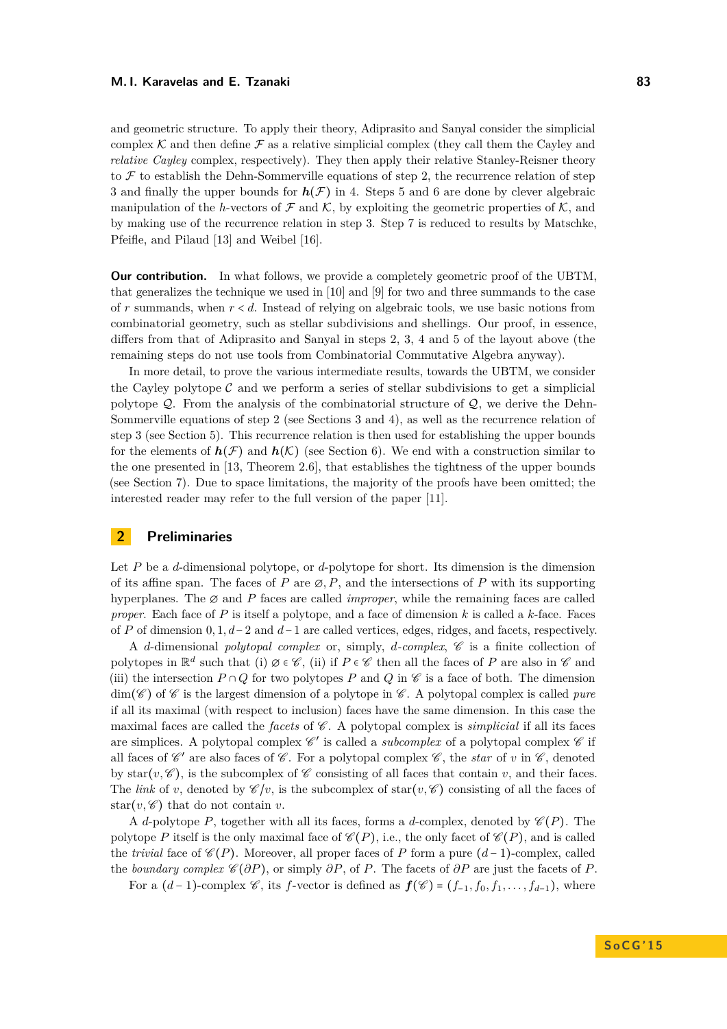and geometric structure. To apply their theory, Adiprasito and Sanyal consider the simplicial complex $\mathcal{K}$ and then define $\mathcal{F}$ as a relative simplicial complex (they call them the Cayley and *relative Cayley* complex, respectively). They then apply their relative Stanley-Reisner theory to $\mathcal{F}$ to establish the Dehn-Sommerville equations of step 2, the recurrence relation of step 3 and finally the upper bounds for $\boldsymbol{h}(\mathcal{F})$ in 4. Steps 5 and 6 are done by clever algebraic manipulation of the $h$-vectors of $\mathcal{F}$ and $\mathcal{K}$, by exploiting the geometric properties of $\mathcal{K}$, and by making use of the recurrence relation in step 3. Step 7 is reduced to results by Matschke, Pfeifle, and Pilaud [13] and Weibel [16].

**Our contribution.** In what follows, we provide a completely geometric proof of the UBTM, that generalizes the technique we used in [10] and [9] for two and three summands to the case of $r$ summands, when $r < d$. Instead of relying on algebraic tools, we use basic notions from combinatorial geometry, such as stellar subdivisions and shellings. Our proof, in essence, differs from that of Adiprasito and Sanyal in steps 2, 3, 4 and 5 of the layout above (the remaining steps do not use tools from Combinatorial Commutative Algebra anyway).

In more detail, to prove the various intermediate results, towards the UBTM, we consider the Cayley polytope $\mathcal{C}$ and we perform a series of stellar subdivisions to get a simplicial polytope $\mathcal{Q}$. From the analysis of the combinatorial structure of $\mathcal{Q}$, we derive the Dehn-Sommerville equations of step 2 (see Sections 3 and 4), as well as the recurrence relation of step 3 (see Section 5). This recurrence relation is then used for establishing the upper bounds for the elements of $\boldsymbol{h}(\mathcal{F})$ and $\boldsymbol{h}(\mathcal{K})$ (see Section 6). We end with a construction similar to the one presented in [13, Theorem 2.6], that establishes the tightness of the upper bounds (see Section 7). Due to space limitations, the majority of the proofs have been omitted; the interested reader may refer to the full version of the paper [11].

## 2 Preliminaries

Let $P$ be a $d$-dimensional polytope, or $d$-polytope for short. Its dimension is the dimension of its affine span. The faces of $P$ are $\varnothing, P$, and the intersections of $P$ with its supporting hyperplanes. The $\varnothing$ and $P$ faces are called *improper*, while the remaining faces are called *proper*. Each face of $P$ is itself a polytope, and a face of dimension $k$ is called a $k$-face. Faces of $P$ of dimension $0, 1, d-2$ and $d-1$ are called vertices, edges, ridges, and facets, respectively.

A $d$-dimensional *polytopal complex* or, simply, *$d$-complex*, $\mathscr{C}$ is a finite collection of polytopes in $\mathbb{R}^d$ such that (i) $\varnothing \in \mathscr{C}$, (ii) if $P \in \mathscr{C}$ then all the faces of $P$ are also in $\mathscr{C}$ and (iii) the intersection $P \cap Q$ for two polytopes $P$ and $Q$ in $\mathscr{C}$ is a face of both. The dimension $\dim(\mathscr{C})$ of $\mathscr{C}$ is the largest dimension of a polytope in $\mathscr{C}$. A polytopal complex is called *pure* if all its maximal (with respect to inclusion) faces have the same dimension. In this case the maximal faces are called the *facets* of $\mathscr{C}$. A polytopal complex is *simplicial* if all its faces are simplices. A polytopal complex $\mathscr{C}'$ is called a *subcomplex* of a polytopal complex $\mathscr{C}$ if all faces of $\mathscr{C}'$ are also faces of $\mathscr{C}$. For a polytopal complex $\mathscr{C}$, the *star* of $v$ in $\mathscr{C}$, denoted by $\mathrm{star}(v, \mathscr{C})$, is the subcomplex of $\mathscr{C}$ consisting of all faces that contain $v$, and their faces. The *link* of $v$, denoted by $\mathscr{C}/v$, is the subcomplex of $\mathrm{star}(v, \mathscr{C})$ consisting of all the faces of $\mathrm{star}(v, \mathscr{C})$ that do not contain $v$.

A $d$-polytope $P$, together with all its faces, forms a $d$-complex, denoted by $\mathscr{C}(P)$. The polytope $P$ itself is the only maximal face of $\mathscr{C}(P)$, i.e., the only facet of $\mathscr{C}(P)$, and is called the *trivial* face of $\mathscr{C}(P)$. Moreover, all proper faces of $P$ form a pure $(d-1)$-complex, called the *boundary complex* $\mathscr{C}(\partial P)$, or simply $\partial P$, of $P$. The facets of $\partial P$ are just the facets of $P$.

For a $(d-1)$-complex $\mathscr{C}$, its $f$-vector is defined as $\boldsymbol{f}(\mathscr{C}) = (f_{-1}, f_0, f_1, \ldots, f_{d-1})$, where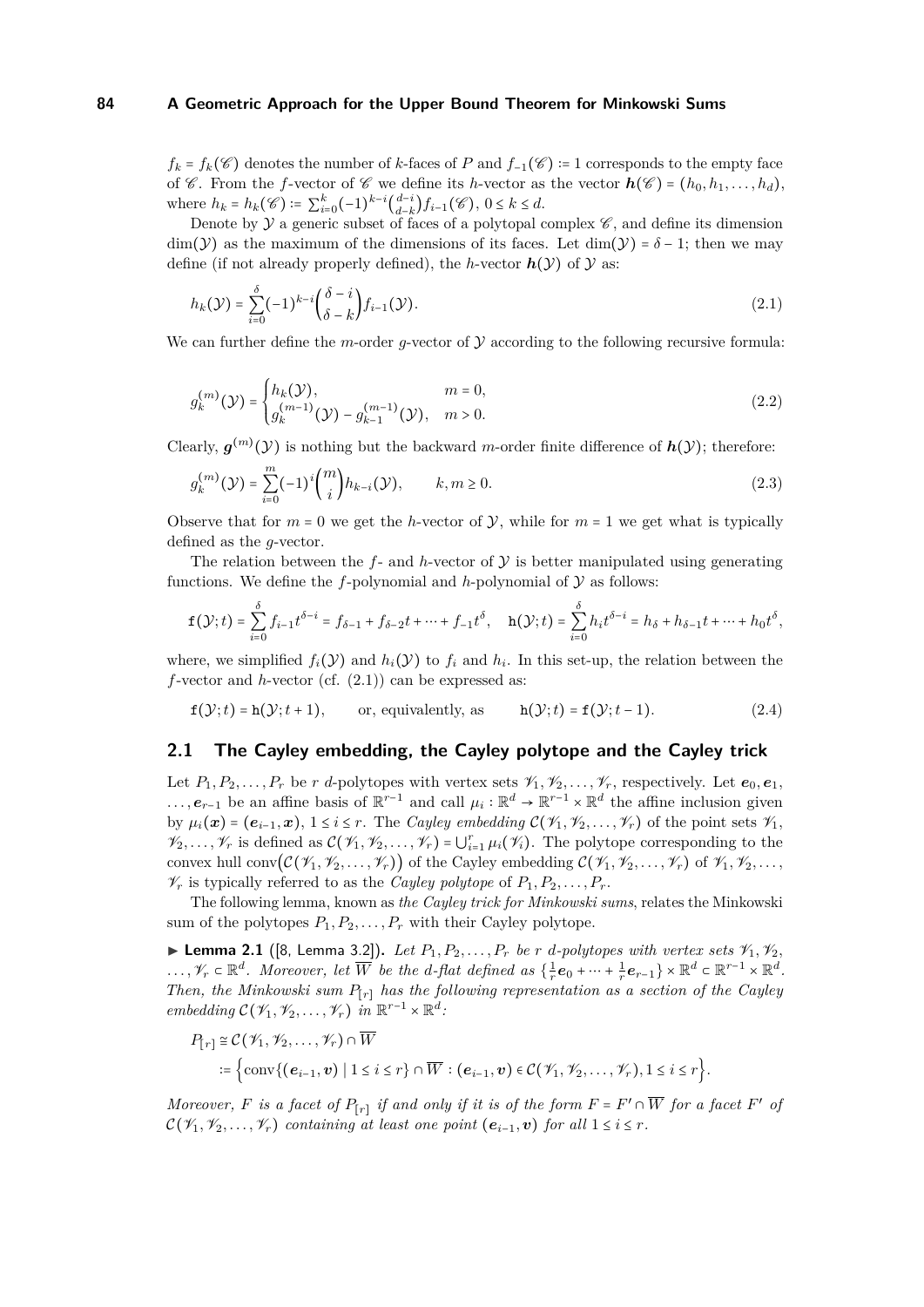$f_k = f_k(\mathscr{C})$ denotes the number of $k$-faces of $P$ and $f_{-1}(\mathscr{C}) := 1$ corresponds to the empty face of $\mathscr{C}$. From the $f$-vector of $\mathscr{C}$ we define its $h$-vector as the vector $\boldsymbol{h}(\mathscr{C}) = (h_0, h_1, \dots, h_d)$, where $h_k = h_k(\mathscr{C}) := \sum_{i=0}^{k} (-1)^{k-i} \binom{d-i}{d-k} f_{i-1}(\mathscr{C})$, $0 \le k \le d$.

Denote by $\mathcal{Y}$ a generic subset of faces of a polytopal complex $\mathscr{C}$, and define its dimension $\dim(\mathcal{Y})$ as the maximum of the dimensions of its faces. Let $\dim(\mathcal{Y}) = \delta - 1$; then we may define (if not already properly defined), the $h$-vector $\boldsymbol{h}(\mathcal{Y})$ of $\mathcal{Y}$ as:

$$h_k(\mathcal{Y}) = \sum_{i=0}^{\delta} (-1)^{k-i} \binom{\delta - i}{\delta - k} f_{i-1}(\mathcal{Y}). \tag{2.1}$$

We can further define the $m$-order $g$-vector of $\mathcal{Y}$ according to the following recursive formula:

$$g_k^{(m)}(\mathcal{Y}) = \begin{cases} h_k(\mathcal{Y}), & m = 0, \\ g_k^{(m-1)}(\mathcal{Y}) - g_{k-1}^{(m-1)}(\mathcal{Y}), & m > 0. \end{cases} \tag{2.2}$$

Clearly, $\boldsymbol{g}^{(m)}(\mathcal{Y})$ is nothing but the backward $m$-order finite difference of $\boldsymbol{h}(\mathcal{Y})$; therefore:

$$g_k^{(m)}(\mathcal{Y}) = \sum_{i=0}^{m} (-1)^i \binom{m}{i} h_{k-i}(\mathcal{Y}), \qquad k, m \ge 0. \tag{2.3}$$

Observe that for $m = 0$ we get the $h$-vector of $\mathcal{Y}$, while for $m = 1$ we get what is typically defined as the $g$-vector.

The relation between the $f$- and $h$-vector of $\mathcal{Y}$ is better manipulated using generating functions. We define the $f$-polynomial and $h$-polynomial of $\mathcal{Y}$ as follows:

$$\mathtt{f}(\mathcal{Y};t) = \sum_{i=0}^{\delta} f_{i-1} t^{\delta - i} = f_{\delta-1} + f_{\delta-2} t + \dots + f_{-1} t^{\delta}, \quad \mathtt{h}(\mathcal{Y};t) = \sum_{i=0}^{\delta} h_i t^{\delta-i} = h_\delta + h_{\delta-1} t + \dots + h_0 t^{\delta},$$

where, we simplified $f_i(\mathcal{Y})$ and $h_i(\mathcal{Y})$ to $f_i$ and $h_i$. In this set-up, the relation between the $f$-vector and $h$-vector (cf. (2.1)) can be expressed as:

$$\mathtt{f}(\mathcal{Y};t) = \mathtt{h}(\mathcal{Y};t+1), \qquad \text{or, equivalently, as} \qquad \mathtt{h}(\mathcal{Y};t) = \mathtt{f}(\mathcal{Y};t-1). \tag{2.4}$$

## 2.1 The Cayley embedding, the Cayley polytope and the Cayley trick

Let $P_1, P_2, \dots, P_r$ be $r$ $d$-polytopes with vertex sets $\mathscr{V}_1, \mathscr{V}_2, \dots, \mathscr{V}_r$, respectively. Let $\boldsymbol{e}_0, \boldsymbol{e}_1, \dots, \boldsymbol{e}_{r-1}$ be an affine basis of $\mathbb{R}^{r-1}$ and call $\mu_i : \mathbb{R}^d \to \mathbb{R}^{r-1} \times \mathbb{R}^d$ the affine inclusion given by $\mu_i(\boldsymbol{x}) = (\boldsymbol{e}_{i-1}, \boldsymbol{x})$, $1 \le i \le r$. The *Cayley embedding* $\mathcal{C}(\mathscr{V}_1, \mathscr{V}_2, \dots, \mathscr{V}_r)$ of the point sets $\mathscr{V}_1, \mathscr{V}_2, \dots, \mathscr{V}_r$ is defined as $\mathcal{C}(\mathscr{V}_1, \mathscr{V}_2, \dots, \mathscr{V}_r) = \bigcup_{i=1}^{r} \mu_i(\mathscr{V}_i)$. The polytope corresponding to the convex hull $\operatorname{conv}(\mathcal{C}(\mathscr{V}_1, \mathscr{V}_2, \dots, \mathscr{V}_r))$ of the Cayley embedding $\mathcal{C}(\mathscr{V}_1, \mathscr{V}_2, \dots, \mathscr{V}_r)$ of $\mathscr{V}_1, \mathscr{V}_2, \dots, \mathscr{V}_r$ is typically referred to as the *Cayley polytope* of $P_1, P_2, \dots, P_r$.

The following lemma, known as *the Cayley trick for Minkowski sums*, relates the Minkowski sum of the polytopes $P_1, P_2, \dots, P_r$ with their Cayley polytope.

▶ **Lemma 2.1** ([8, Lemma 3.2]). *Let $P_1, P_2, \dots, P_r$ be $r$ $d$-polytopes with vertex sets $\mathscr{V}_1, \mathscr{V}_2, \dots, \mathscr{V}_r \subset \mathbb{R}^d$. Moreover, let $\overline{W}$ be the $d$-flat defined as $\{\frac{1}{r}\boldsymbol{e}_0 + \dots + \frac{1}{r}\boldsymbol{e}_{r-1}\} \times \mathbb{R}^d \subset \mathbb{R}^{r-1} \times \mathbb{R}^d$. Then, the Minkowski sum $P_{[r]}$ has the following representation as a section of the Cayley embedding $\mathcal{C}(\mathscr{V}_1, \mathscr{V}_2, \dots, \mathscr{V}_r)$ in $\mathbb{R}^{r-1} \times \mathbb{R}^d$:*

$$\begin{aligned} P_{[r]} &\cong \mathcal{C}(\mathscr{V}_1, \mathscr{V}_2, \dots, \mathscr{V}_r) \cap \overline{W} \\ &:= \Big\{ \operatorname{conv}\{(\boldsymbol{e}_{i-1}, \boldsymbol{v}) \mid 1 \le i \le r\} \cap \overline{W} : (\boldsymbol{e}_{i-1}, \boldsymbol{v}) \in \mathcal{C}(\mathscr{V}_1, \mathscr{V}_2, \dots, \mathscr{V}_r), 1 \le i \le r \Big\}. \end{aligned}$$

*Moreover, $F$ is a facet of $P_{[r]}$ if and only if it is of the form $F = F' \cap \overline{W}$ for a facet $F'$ of $\mathcal{C}(\mathscr{V}_1, \mathscr{V}_2, \dots, \mathscr{V}_r)$ containing at least one point $(\boldsymbol{e}_{i-1}, \boldsymbol{v})$ for all $1 \le i \le r$.*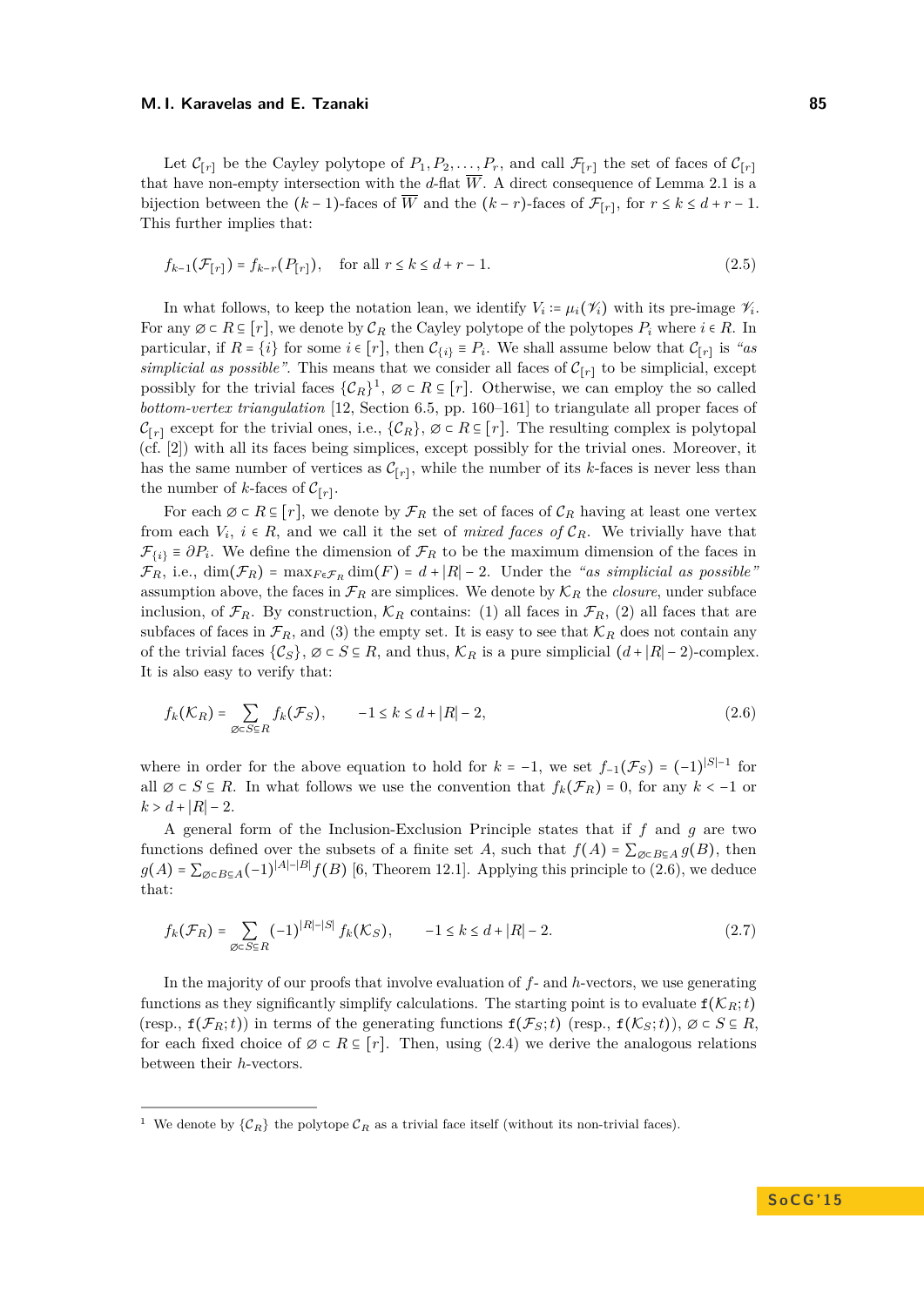Let $\mathcal{C}_{[r]}$ be the Cayley polytope of $P_1, P_2, \dots, P_r$, and call $\mathcal{F}_{[r]}$ the set of faces of $\mathcal{C}_{[r]}$ that have non-empty intersection with the $d$-flat $\overline{W}$. A direct consequence of Lemma 2.1 is a bijection between the $(k-1)$-faces of $\overline{W}$ and the $(k-r)$-faces of $\mathcal{F}_{[r]}$, for $r \le k \le d+r-1$. This further implies that:

$$f_{k-1}(\mathcal{F}_{[r]}) = f_{k-r}(P_{[r]}), \quad \text{for all } r \le k \le d+r-1. \tag{2.5}$$

In what follows, to keep the notation lean, we identify $V_i := \mu_i(\mathscr{V}_i)$ with its pre-image $\mathscr{V}_i$. For any $\varnothing \subset R \subseteq [r]$, we denote by $\mathcal{C}_R$ the Cayley polytope of the polytopes $P_i$ where $i \in R$. In particular, if $R = \{i\}$ for some $i \in [r]$, then $\mathcal{C}_{\{i\}} \equiv P_i$. We shall assume below that $\mathcal{C}_{[r]}$ is *"as simplicial as possible"*. This means that we consider all faces of $\mathcal{C}_{[r]}$ to be simplicial, except possibly for the trivial faces $\{\mathcal{C}_R\}$[1], $\varnothing \subset R \subseteq [r]$. Otherwise, we can employ the so called *bottom-vertex triangulation* [12, Section 6.5, pp. 160–161] to triangulate all proper faces of $\mathcal{C}_{[r]}$ except for the trivial ones, i.e., $\{\mathcal{C}_R\}$, $\varnothing \subset R \subseteq [r]$. The resulting complex is polytopal (cf. [2]) with all its faces being simplices, except possibly for the trivial ones. Moreover, it has the same number of vertices as $\mathcal{C}_{[r]}$, while the number of its $k$-faces is never less than the number of $k$-faces of $\mathcal{C}_{[r]}$.

For each $\varnothing \subset R \subseteq [r]$, we denote by $\mathcal{F}_R$ the set of faces of $\mathcal{C}_R$ having at least one vertex from each $V_i$, $i \in R$, and we call it the set of *mixed faces of* $\mathcal{C}_R$. We trivially have that $\mathcal{F}_{\{i\}} \equiv \partial P_i$. We define the dimension of $\mathcal{F}_R$ to be the maximum dimension of the faces in $\mathcal{F}_R$, i.e., $\dim(\mathcal{F}_R) = \max_{F \in \mathcal{F}_R} \dim(F) = d + |R| - 2$. Under the *"as simplicial as possible"* assumption above, the faces in $\mathcal{F}_R$ are simplices. We denote by $\mathcal{K}_R$ the *closure*, under subface inclusion, of $\mathcal{F}_R$. By construction, $\mathcal{K}_R$ contains: (1) all faces in $\mathcal{F}_R$, (2) all faces that are subfaces of faces in $\mathcal{F}_R$, and (3) the empty set. It is easy to see that $\mathcal{K}_R$ does not contain any of the trivial faces $\{\mathcal{C}_S\}$, $\varnothing \subset S \subseteq R$, and thus, $\mathcal{K}_R$ is a pure simplicial $(d+|R|-2)$-complex. It is also easy to verify that:

$$f_k(\mathcal{K}_R) = \sum_{\varnothing \subset S \subseteq R} f_k(\mathcal{F}_S), \qquad -1 \le k \le d+|R|-2, \tag{2.6}$$

where in order for the above equation to hold for $k = -1$, we set $f_{-1}(\mathcal{F}_S) = (-1)^{|S|-1}$ for all $\varnothing \subset S \subseteq R$. In what follows we use the convention that $f_k(\mathcal{F}_R) = 0$, for any $k < -1$ or $k > d + |R| - 2$.

A general form of the Inclusion-Exclusion Principle states that if $f$ and $g$ are two functions defined over the subsets of a finite set $A$, such that $f(A) = \sum_{\varnothing \subset B \subseteq A} g(B)$, then $g(A) = \sum_{\varnothing \subset B \subseteq A} (-1)^{|A|-|B|} f(B)$ [6, Theorem 12.1]. Applying this principle to (2.6), we deduce that:

$$f_k(\mathcal{F}_R) = \sum_{\varnothing \subset S \subseteq R} (-1)^{|R|-|S|} f_k(\mathcal{K}_S), \qquad -1 \le k \le d+|R|-2. \tag{2.7}$$

In the majority of our proofs that involve evaluation of $f$- and $h$-vectors, we use generating functions as they significantly simplify calculations. The starting point is to evaluate $\mathtt{f}(\mathcal{K}_R; t)$ (resp., $\mathtt{f}(\mathcal{F}_R; t)$) in terms of the generating functions $\mathtt{f}(\mathcal{F}_S; t)$ (resp., $\mathtt{f}(\mathcal{K}_S; t)$), $\varnothing \subset S \subseteq R$, for each fixed choice of $\varnothing \subset R \subseteq [r]$. Then, using (2.4) we derive the analogous relations between their $h$-vectors.

---

[1] We denote by $\{\mathcal{C}_R\}$ the polytope $\mathcal{C}_R$ as a trivial face itself (without its non-trivial faces).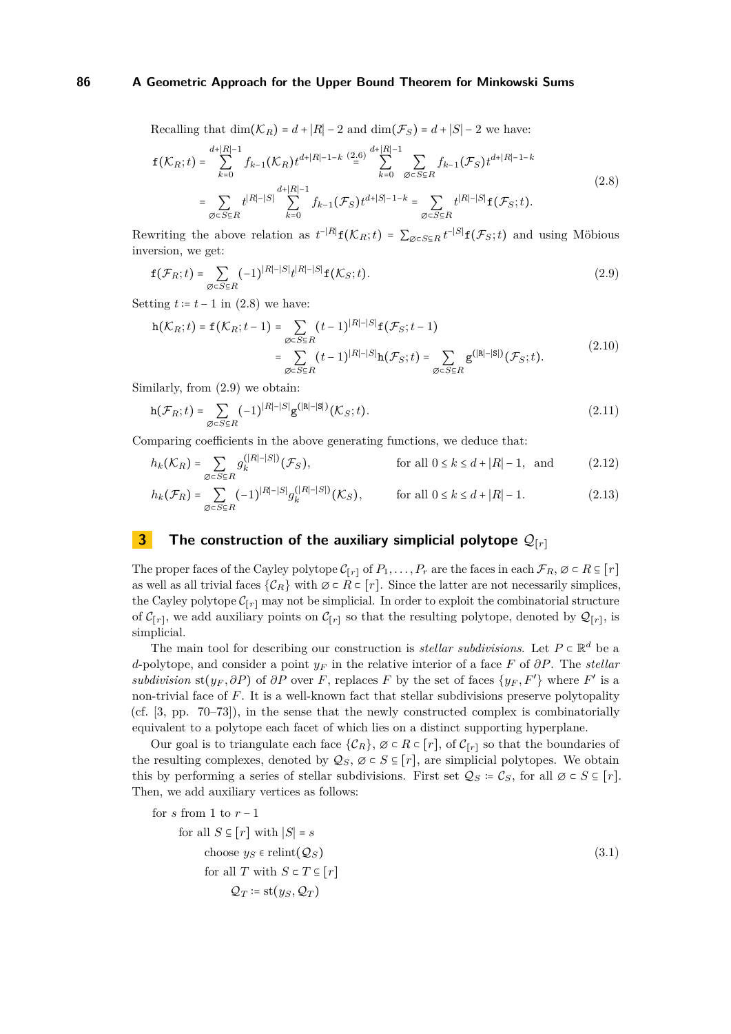Recalling that $\dim(\mathcal{K}_R) = d + |R| - 2$ and $\dim(\mathcal{F}_S) = d + |S| - 2$ we have:

$$
\begin{aligned}
\mathtt{f}(\mathcal{K}_R;t) &= \sum_{k=0}^{d+|R|-1} f_{k-1}(\mathcal{K}_R)t^{d+|R|-1-k} \overset{(2.6)}{=} \sum_{k=0}^{d+|R|-1} \sum_{\varnothing \subset S \subseteq R} f_{k-1}(\mathcal{F}_S)t^{d+|R|-1-k} \\
&= \sum_{\varnothing \subset S \subseteq R} t^{|R|-|S|} \sum_{k=0}^{d+|R|-1} f_{k-1}(\mathcal{F}_S)t^{d+|S|-1-k} = \sum_{\varnothing \subset S \subseteq R} t^{|R|-|S|}\mathtt{f}(\mathcal{F}_S;t).
\end{aligned}
\tag{2.8}
$$

Rewriting the above relation as $t^{-|R|}\mathtt{f}(\mathcal{K}_R;t) = \sum_{\varnothing \subset S \subseteq R} t^{-|S|}\mathtt{f}(\mathcal{F}_S;t)$ and using Möbious inversion, we get:

$$
\mathtt{f}(\mathcal{F}_R;t) = \sum_{\varnothing \subset S \subseteq R} (-1)^{|R|-|S|}t^{|R|-|S|}\mathtt{f}(\mathcal{K}_S;t). \tag{2.9}
$$

Setting $t := t-1$ in (2.8) we have:

$$
\begin{aligned}
\mathtt{h}(\mathcal{K}_R;t) = \mathtt{f}(\mathcal{K}_R;t-1) &= \sum_{\varnothing \subset S \subseteq R} (t-1)^{|R|-|S|}\mathtt{f}(\mathcal{F}_S;t-1) \\
&= \sum_{\varnothing \subset S \subseteq R} (t-1)^{|R|-|S|}\mathtt{h}(\mathcal{F}_S;t) = \sum_{\varnothing \subset S \subseteq R} \mathtt{g}^{(|R|-|S|)}(\mathcal{F}_S;t).
\end{aligned}
\tag{2.10}
$$

Similarly, from (2.9) we obtain:

$$
\mathtt{h}(\mathcal{F}_R;t) = \sum_{\varnothing \subset S \subseteq R} (-1)^{|R|-|S|}\mathtt{g}^{(|R|-|S|)}(\mathcal{K}_S;t). \tag{2.11}
$$

Comparing coefficients in the above generating functions, we deduce that:

$$
h_k(\mathcal{K}_R) = \sum_{\varnothing \subset S \subseteq R} g_k^{(|R|-|S|)}(\mathcal{F}_S), \qquad \text{for all } 0 \le k \le d+|R|-1, \text{ and} \tag{2.12}
$$

$$
h_k(\mathcal{F}_R) = \sum_{\varnothing \subset S \subseteq R} (-1)^{|R|-|S|}g_k^{(|R|-|S|)}(\mathcal{K}_S), \qquad \text{for all } 0 \le k \le d+|R|-1. \tag{2.13}
$$

## 3 The construction of the auxiliary simplicial polytope $\mathcal{Q}_{[r]}$

The proper faces of the Cayley polytope $\mathcal{C}_{[r]}$ of $P_1, \ldots, P_r$ are the faces in each $\mathcal{F}_R$, $\varnothing \subset R \subseteq [r]$ as well as all trivial faces $\{\mathcal{C}_R\}$ with $\varnothing \subset R \subset [r]$. Since the latter are not necessarily simplices, the Cayley polytope $\mathcal{C}_{[r]}$ may not be simplicial. In order to exploit the combinatorial structure of $\mathcal{C}_{[r]}$, we add auxiliary points on $\mathcal{C}_{[r]}$ so that the resulting polytope, denoted by $\mathcal{Q}_{[r]}$, is simplicial.

The main tool for describing our construction is *stellar subdivisions*. Let $P \subset \mathbb{R}^d$ be a $d$-polytope, and consider a point $y_F$ in the relative interior of a face $F$ of $\partial P$. The *stellar subdivision* $\mathrm{st}(y_F, \partial P)$ of $\partial P$ over $F$, replaces $F$ by the set of faces $\{y_F, F'\}$ where $F'$ is a non-trivial face of $F$. It is a well-known fact that stellar subdivisions preserve polytopality (cf. [3, pp. 70–73]), in the sense that the newly constructed complex is combinatorially equivalent to a polytope each facet of which lies on a distinct supporting hyperplane.

Our goal is to triangulate each face $\{\mathcal{C}_R\}$, $\varnothing \subset R \subset [r]$, of $\mathcal{C}_{[r]}$ so that the boundaries of the resulting complexes, denoted by $\mathcal{Q}_S$, $\varnothing \subset S \subseteq [r]$, are simplicial polytopes. We obtain this by performing a series of stellar subdivisions. First set $\mathcal{Q}_S := \mathcal{C}_S$, for all $\varnothing \subset S \subseteq [r]$. Then, we add auxiliary vertices as follows:

$$
\begin{array}{l}
\text{for } s \text{ from } 1 \text{ to } r-1 \\
\quad \text{for all } S \subseteq [r] \text{ with } |S| = s \\
\quad\quad \text{choose } y_S \in \mathrm{relint}(\mathcal{Q}_S) \\
\quad\quad \text{for all } T \text{ with } S \subset T \subseteq [r] \\
\quad\quad\quad \mathcal{Q}_T := \mathrm{st}(y_S, \mathcal{Q}_T)
\end{array}
\tag{3.1}
$$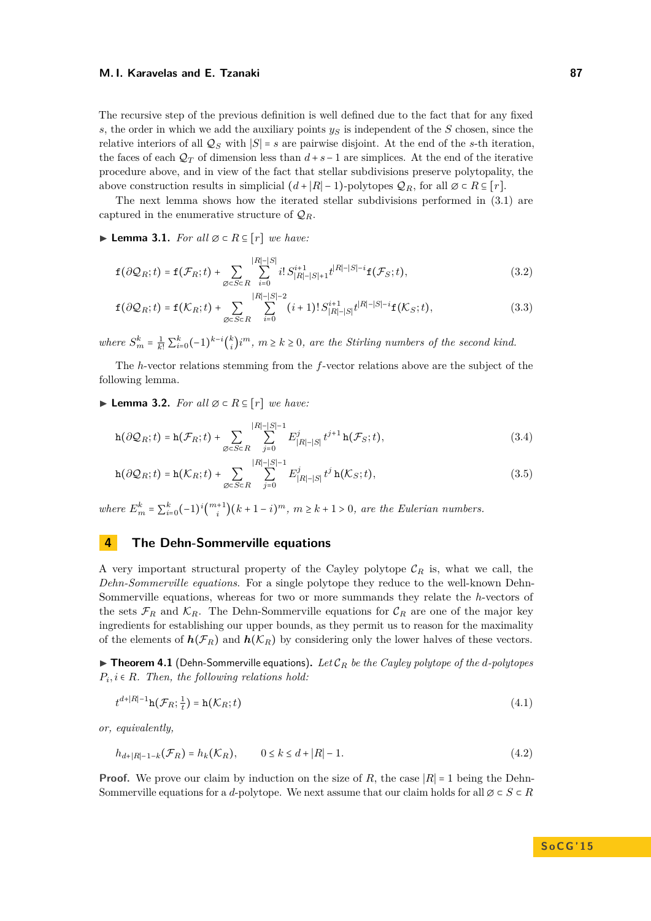The recursive step of the previous definition is well defined due to the fact that for any fixed $s$, the order in which we add the auxiliary points $y_S$ is independent of the $S$ chosen, since the relative interiors of all $\mathcal{Q}_S$ with $|S| = s$ are pairwise disjoint. At the end of the $s$-th iteration, the faces of each $\mathcal{Q}_T$ of dimension less than $d + s - 1$ are simplices. At the end of the iterative procedure above, and in view of the fact that stellar subdivisions preserve polytopality, the above construction results in simplicial $(d + |R| - 1)$-polytopes $\mathcal{Q}_R$, for all $\varnothing \subset R \subseteq [r]$.

The next lemma shows how the iterated stellar subdivisions performed in (3.1) are captured in the enumerative structure of $\mathcal{Q}_R$.

▶ **Lemma 3.1.** *For all $\varnothing \subset R \subseteq [r]$ we have:*

$$\mathtt{f}(\partial\mathcal{Q}_R;t) = \mathtt{f}(\mathcal{F}_R;t) + \sum_{\varnothing\subset S\subset R}\sum_{i=0}^{|R|-|S|} i!\, S^{i+1}_{|R|-|S|+1}\, t^{|R|-|S|-i}\,\mathtt{f}(\mathcal{F}_S;t), \tag{3.2}$$

$$\mathtt{f}(\partial\mathcal{Q}_R;t) = \mathtt{f}(\mathcal{K}_R;t) + \sum_{\varnothing\subset S\subset R}\sum_{i=0}^{|R|-|S|-2} (i+1)!\, S^{i+1}_{|R|-|S|}\, t^{|R|-|S|-i}\,\mathtt{f}(\mathcal{K}_S;t), \tag{3.3}$$

*where $S^k_m = \frac{1}{k!}\sum_{i=0}^{k}(-1)^{k-i}\binom{k}{i}i^m$, $m \geq k \geq 0$, are the Stirling numbers of the second kind.*

The $h$-vector relations stemming from the $f$-vector relations above are the subject of the following lemma.

▶ **Lemma 3.2.** *For all $\varnothing \subset R \subseteq [r]$ we have:*

$$\mathtt{h}(\partial\mathcal{Q}_R;t) = \mathtt{h}(\mathcal{F}_R;t) + \sum_{\varnothing\subset S\subset R}\sum_{j=0}^{|R|-|S|-1} E^j_{|R|-|S|}\, t^{j+1}\,\mathtt{h}(\mathcal{F}_S;t), \tag{3.4}$$

$$\mathtt{h}(\partial\mathcal{Q}_R;t) = \mathtt{h}(\mathcal{K}_R;t) + \sum_{\varnothing\subset S\subset R}\sum_{j=0}^{|R|-|S|-1} E^j_{|R|-|S|}\, t^{j}\,\mathtt{h}(\mathcal{K}_S;t), \tag{3.5}$$

*where $E^k_m = \sum_{i=0}^{k}(-1)^i\binom{m+1}{i}(k+1-i)^m$, $m \geq k+1 > 0$, are the Eulerian numbers.*

## 4 The Dehn-Sommerville equations

A very important structural property of the Cayley polytope $\mathcal{C}_R$ is, what we call, the *Dehn-Sommerville equations*. For a single polytope they reduce to the well-known Dehn-Sommerville equations, whereas for two or more summands they relate the $h$-vectors of the sets $\mathcal{F}_R$ and $\mathcal{K}_R$. The Dehn-Sommerville equations for $\mathcal{C}_R$ are one of the major key ingredients for establishing our upper bounds, as they permit us to reason for the maximality of the elements of $\boldsymbol{h}(\mathcal{F}_R)$ and $\boldsymbol{h}(\mathcal{K}_R)$ by considering only the lower halves of these vectors.

▶ **Theorem 4.1** (Dehn-Sommerville equations). *Let $\mathcal{C}_R$ be the Cayley polytope of the $d$-polytopes $P_i, i \in R$. Then, the following relations hold:*

$$t^{d+|R|-1}\mathtt{h}(\mathcal{F}_R;\tfrac{1}{t}) = \mathtt{h}(\mathcal{K}_R;t) \tag{4.1}$$

*or, equivalently,*

$$h_{d+|R|-1-k}(\mathcal{F}_R) = h_k(\mathcal{K}_R), \qquad 0 \leq k \leq d+|R|-1. \tag{4.2}$$

**Proof.** We prove our claim by induction on the size of $R$, the case $|R| = 1$ being the Dehn-Sommerville equations for a $d$-polytope. We next assume that our claim holds for all $\varnothing \subset S \subset R$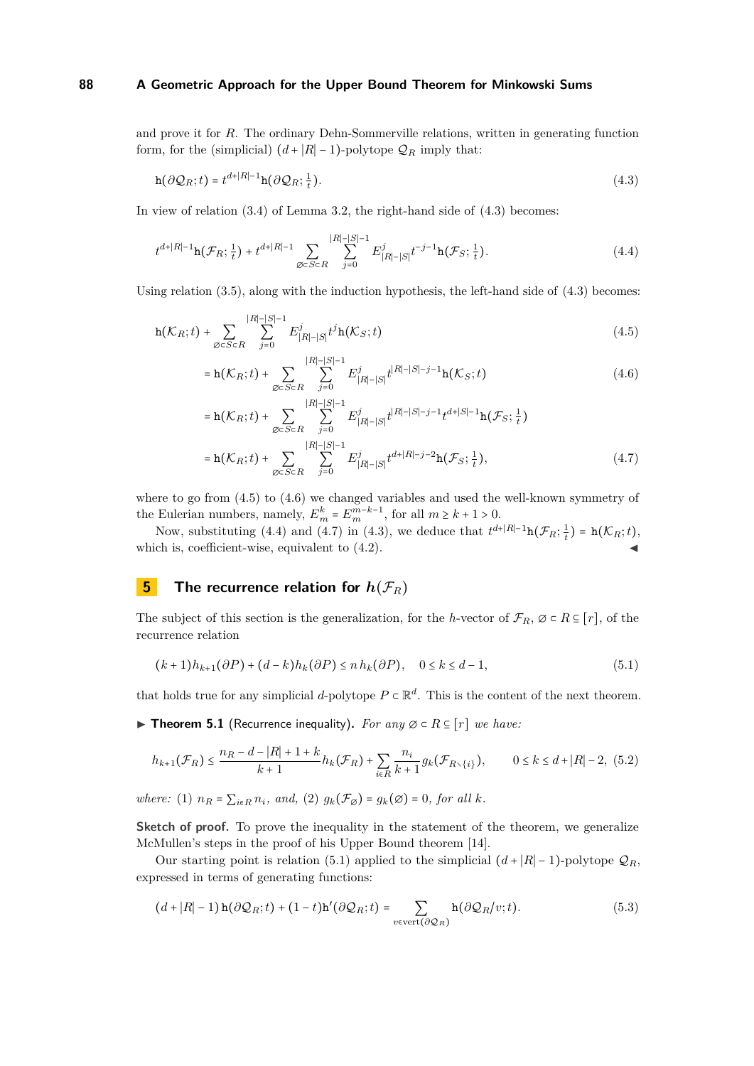and prove it for $R$. The ordinary Dehn-Sommerville relations, written in generating function form, for the (simplicial) $(d+|R|-1)$-polytope $\mathcal{Q}_R$ imply that:

$$\mathtt{h}(\partial\mathcal{Q}_R;t) = t^{d+|R|-1}\mathtt{h}(\partial\mathcal{Q}_R;\tfrac{1}{t}). \tag{4.3}$$

In view of relation (3.4) of Lemma 3.2, the right-hand side of (4.3) becomes:

$$t^{d+|R|-1}\mathtt{h}(\mathcal{F}_R;\tfrac{1}{t}) + t^{d+|R|-1}\sum_{\varnothing\subset S\subset R}\sum_{j=0}^{|R|-|S|-1} E^j_{|R|-|S|}t^{-j-1}\mathtt{h}(\mathcal{F}_S;\tfrac{1}{t}). \tag{4.4}$$

Using relation (3.5), along with the induction hypothesis, the left-hand side of (4.3) becomes:

$$\mathtt{h}(\mathcal{K}_R;t) + \sum_{\varnothing\subset S\subset R}\sum_{j=0}^{|R|-|S|-1} E^j_{|R|-|S|}t^{j}\mathtt{h}(\mathcal{K}_S;t) \tag{4.5}$$

$$= \mathtt{h}(\mathcal{K}_R;t) + \sum_{\varnothing\subset S\subset R}\sum_{j=0}^{|R|-|S|-1} E^j_{|R|-|S|}t^{|R|-|S|-j-1}\mathtt{h}(\mathcal{K}_S;t) \tag{4.6}$$

$$= \mathtt{h}(\mathcal{K}_R;t) + \sum_{\varnothing\subset S\subset R}\sum_{j=0}^{|R|-|S|-1} E^j_{|R|-|S|}t^{|R|-|S|-j-1}t^{d+|S|-1}\mathtt{h}(\mathcal{F}_S;\tfrac{1}{t})$$

$$= \mathtt{h}(\mathcal{K}_R;t) + \sum_{\varnothing\subset S\subset R}\sum_{j=0}^{|R|-|S|-1} E^j_{|R|-|S|}t^{d+|R|-j-2}\mathtt{h}(\mathcal{F}_S;\tfrac{1}{t}), \tag{4.7}$$

where to go from (4.5) to (4.6) we changed variables and used the well-known symmetry of the Eulerian numbers, namely, $E^k_m = E^{m-k-1}_m$, for all $m \geq k+1 > 0$.

Now, substituting (4.4) and (4.7) in (4.3), we deduce that $t^{d+|R|-1}\mathtt{h}(\mathcal{F}_R;\frac{1}{t}) = \mathtt{h}(\mathcal{K}_R;t)$, which is, coefficient-wise, equivalent to (4.2). ◀

## 5 The recurrence relation for $h(\mathcal{F}_R)$

The subject of this section is the generalization, for the $h$-vector of $\mathcal{F}_R$, $\varnothing \subset R \subseteq [r]$, of the recurrence relation

$$(k+1)h_{k+1}(\partial P) + (d-k)h_k(\partial P) \leq n\, h_k(\partial P), \quad 0 \leq k \leq d-1, \tag{5.1}$$

that holds true for any simplicial $d$-polytope $P \subset \mathbb{R}^d$. This is the content of the next theorem.

▶ **Theorem 5.1** (Recurrence inequality). *For any $\varnothing \subset R \subseteq [r]$ we have:*

$$h_{k+1}(\mathcal{F}_R) \leq \frac{n_R - d - |R| + 1 + k}{k+1}h_k(\mathcal{F}_R) + \sum_{i\in R}\frac{n_i}{k+1}g_k(\mathcal{F}_{R\setminus\{i\}}), \qquad 0 \leq k \leq d+|R|-2, \tag{5.2}$$

*where: (1) $n_R = \sum_{i\in R} n_i$, and, (2) $g_k(\mathcal{F}_\varnothing) = g_k(\varnothing) = 0$, for all $k$.*

**Sketch of proof.** To prove the inequality in the statement of the theorem, we generalize McMullen's steps in the proof of his Upper Bound theorem [14].

Our starting point is relation (5.1) applied to the simplicial $(d+|R|-1)$-polytope $\mathcal{Q}_R$, expressed in terms of generating functions:

$$(d+|R|-1)\,\mathtt{h}(\partial\mathcal{Q}_R;t) + (1-t)\mathtt{h}'(\partial\mathcal{Q}_R;t) = \sum_{v\in\mathrm{vert}(\partial\mathcal{Q}_R)}\mathtt{h}(\partial\mathcal{Q}_R/v;t). \tag{5.3}$$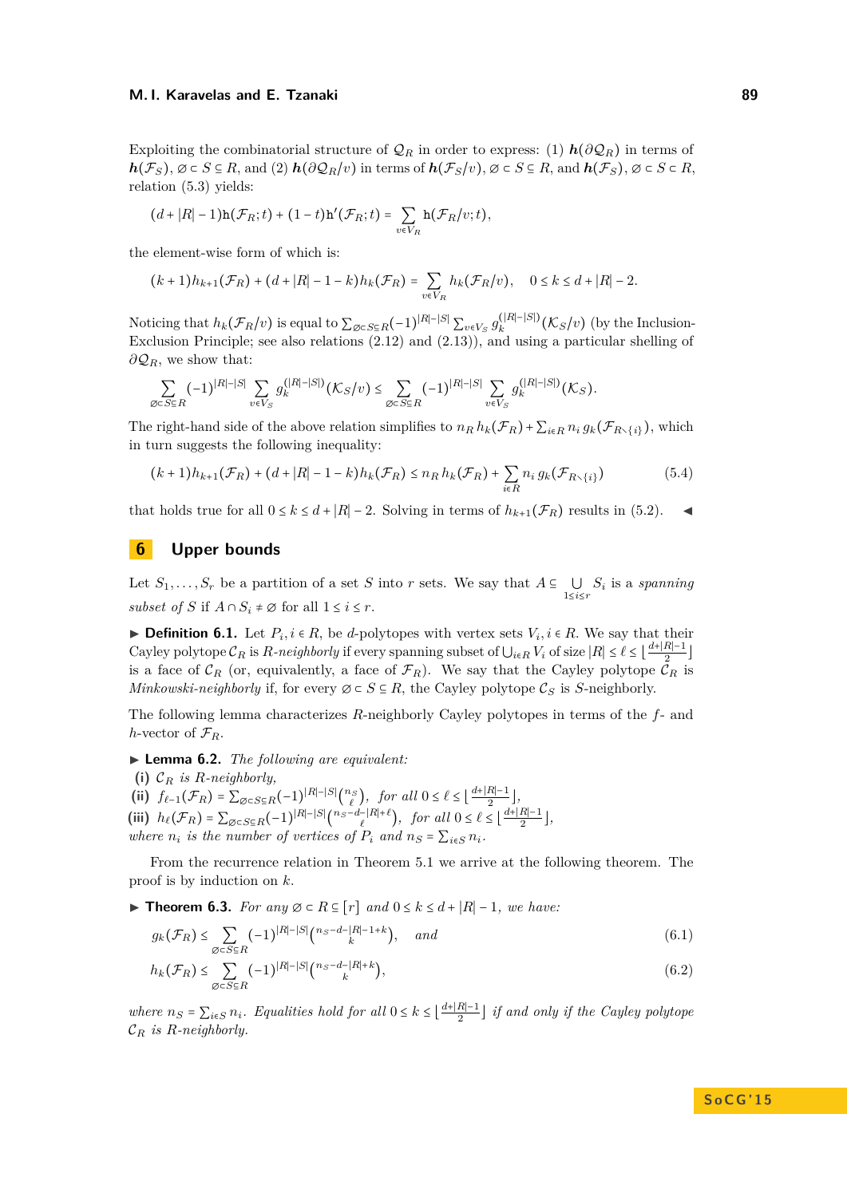Exploiting the combinatorial structure of $\mathcal{Q}_R$ in order to express: (1) $\boldsymbol{h}(\partial\mathcal{Q}_R)$ in terms of $\boldsymbol{h}(\mathcal{F}_S)$, $\varnothing \subset S \subseteq R$, and (2) $\boldsymbol{h}(\partial\mathcal{Q}_R/v)$ in terms of $\boldsymbol{h}(\mathcal{F}_S/v)$, $\varnothing \subset S \subseteq R$, and $\boldsymbol{h}(\mathcal{F}_S)$, $\varnothing \subset S \subset R$, relation (5.3) yields:

$$(d+|R|-1)\mathtt{h}(\mathcal{F}_R;t) + (1-t)\mathtt{h}'(\mathcal{F}_R;t) = \sum_{v\in V_R} \mathtt{h}(\mathcal{F}_R/v;t),$$

the element-wise form of which is:

$$(k+1)h_{k+1}(\mathcal{F}_R) + (d+|R|-1-k)h_k(\mathcal{F}_R) = \sum_{v\in V_R} h_k(\mathcal{F}_R/v), \quad 0 \le k \le d+|R|-2.$$

Noticing that $h_k(\mathcal{F}_R/v)$ is equal to $\sum_{\varnothing\subset S\subseteq R}(-1)^{|R|-|S|}\sum_{v\in V_S} g_k^{(|R|-|S|)}(\mathcal{K}_S/v)$ (by the Inclusion-Exclusion Principle; see also relations (2.12) and (2.13)), and using a particular shelling of $\partial\mathcal{Q}_R$, we show that:

$$\sum_{\varnothing\subset S\subseteq R}(-1)^{|R|-|S|}\sum_{v\in V_S} g_k^{(|R|-|S|)}(\mathcal{K}_S/v) \le \sum_{\varnothing\subset S\subseteq R}(-1)^{|R|-|S|}\sum_{v\in V_S} g_k^{(|R|-|S|)}(\mathcal{K}_S).$$

The right-hand side of the above relation simplifies to $n_R\, h_k(\mathcal{F}_R) + \sum_{i\in R} n_i\, g_k(\mathcal{F}_{R\setminus\{i\}})$, which in turn suggests the following inequality:

$$(k+1)h_{k+1}(\mathcal{F}_R) + (d+|R|-1-k)h_k(\mathcal{F}_R) \le n_R\, h_k(\mathcal{F}_R) + \sum_{i\in R} n_i\, g_k(\mathcal{F}_{R\setminus\{i\}}) \tag{5.4}$$

that holds true for all $0 \le k \le d+|R|-2$. Solving in terms of $h_{k+1}(\mathcal{F}_R)$ results in (5.2). ◀

## 6 Upper bounds

Let $S_1,\ldots,S_r$ be a partition of a set $S$ into $r$ sets. We say that $A \subseteq \bigcup_{1\le i\le r} S_i$ is a *spanning subset of* $S$ if $A\cap S_i \neq \varnothing$ for all $1\le i\le r$.

▶ **Definition 6.1.** Let $P_i$, $i\in R$, be $d$-polytopes with vertex sets $V_i$, $i\in R$. We say that their Cayley polytope $\mathcal{C}_R$ is $R$*-neighborly* if every spanning subset of $\bigcup_{i\in R} V_i$ of size $|R| \le \ell \le \lfloor\frac{d+|R|-1}{2}\rfloor$ is a face of $\mathcal{C}_R$ (or, equivalently, a face of $\mathcal{F}_R$). We say that the Cayley polytope $\mathcal{C}_R$ is *Minkowski-neighborly* if, for every $\varnothing\subset S\subseteq R$, the Cayley polytope $\mathcal{C}_S$ is $S$-neighborly.

The following lemma characterizes $R$-neighborly Cayley polytopes in terms of the $f$- and $h$-vector of $\mathcal{F}_R$.

▶ **Lemma 6.2.** *The following are equivalent:*

**(i)** *$\mathcal{C}_R$ is $R$-neighborly,*

**(ii)** $f_{\ell-1}(\mathcal{F}_R) = \sum_{\varnothing\subset S\subseteq R}(-1)^{|R|-|S|}\binom{n_S}{\ell}$, *for all* $0\le \ell\le \lfloor\frac{d+|R|-1}{2}\rfloor$,

**(iii)** $h_\ell(\mathcal{F}_R) = \sum_{\varnothing\subset S\subseteq R}(-1)^{|R|-|S|}\binom{n_S-d-|R|+\ell}{\ell}$, *for all* $0\le \ell\le \lfloor\frac{d+|R|-1}{2}\rfloor$,

*where $n_i$ is the number of vertices of $P_i$ and $n_S = \sum_{i\in S} n_i$.*

From the recurrence relation in Theorem 5.1 we arrive at the following theorem. The proof is by induction on $k$.

▶ **Theorem 6.3.** *For any $\varnothing\subset R\subseteq [r]$ and $0\le k\le d+|R|-1$, we have:*

$$g_k(\mathcal{F}_R) \le \sum_{\varnothing\subset S\subseteq R}(-1)^{|R|-|S|}\binom{n_S-d-|R|-1+k}{k}, \quad \textit{and} \tag{6.1}$$

$$h_k(\mathcal{F}_R) \le \sum_{\varnothing\subset S\subseteq R}(-1)^{|R|-|S|}\binom{n_S-d-|R|+k}{k}, \tag{6.2}$$

*where $n_S = \sum_{i\in S} n_i$. Equalities hold for all $0\le k\le \lfloor\frac{d+|R|-1}{2}\rfloor$ if and only if the Cayley polytope $\mathcal{C}_R$ is $R$-neighborly.*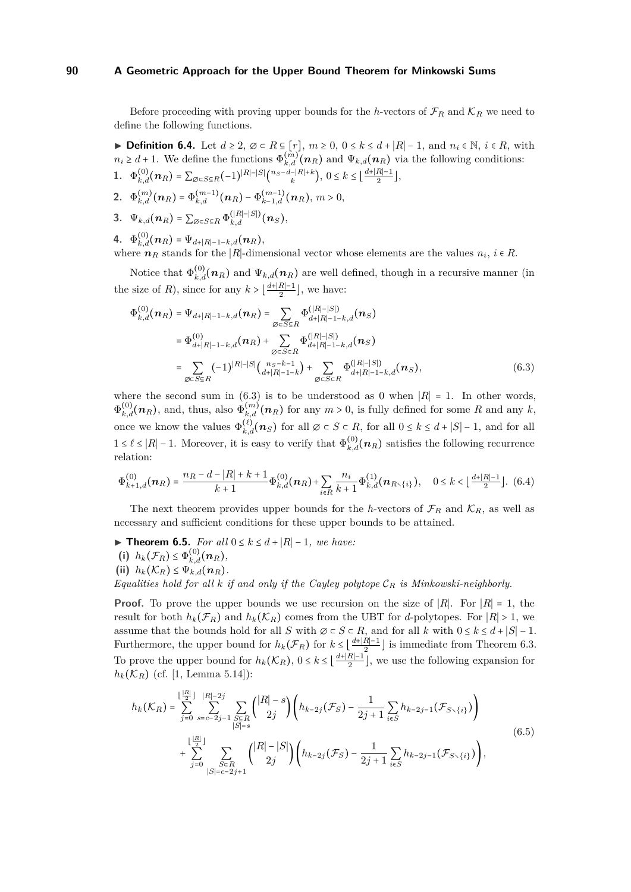Before proceeding with proving upper bounds for the $h$-vectors of $\mathcal{F}_R$ and $\mathcal{K}_R$ we need to define the following functions.

▶ **Definition 6.4.** Let $d \geq 2$, $\varnothing \subset R \subseteq [r]$, $m \geq 0$, $0 \leq k \leq d+|R|-1$, and $n_i \in \mathbb{N}$, $i \in R$, with $n_i \geq d+1$. We define the functions $\Phi_{k,d}^{(m)}(\boldsymbol{n}_R)$ and $\Psi_{k,d}(\boldsymbol{n}_R)$ via the following conditions:

1. $\Phi_{k,d}^{(0)}(\boldsymbol{n}_R) = \sum_{\varnothing \subset S \subseteq R} (-1)^{|R|-|S|} \binom{n_S - d - |R| + k}{k}$, $0 \leq k \leq \lfloor \frac{d+|R|-1}{2} \rfloor$,
2. $\Phi_{k,d}^{(m)}(\boldsymbol{n}_R) = \Phi_{k,d}^{(m-1)}(\boldsymbol{n}_R) - \Phi_{k-1,d}^{(m-1)}(\boldsymbol{n}_R)$, $m > 0$,
3. $\Psi_{k,d}(\boldsymbol{n}_R) = \sum_{\varnothing \subset S \subseteq R} \Phi_{k,d}^{(|R|-|S|)}(\boldsymbol{n}_S)$,
4. $\Phi_{k,d}^{(0)}(\boldsymbol{n}_R) = \Psi_{d+|R|-1-k,d}(\boldsymbol{n}_R)$,

where $\boldsymbol{n}_R$ stands for the $|R|$-dimensional vector whose elements are the values $n_i$, $i \in R$.

Notice that $\Phi_{k,d}^{(0)}(\boldsymbol{n}_R)$ and $\Psi_{k,d}(\boldsymbol{n}_R)$ are well defined, though in a recursive manner (in the size of $R$), since for any $k > \lfloor \frac{d+|R|-1}{2} \rfloor$, we have:

$$
\begin{aligned}
\Phi_{k,d}^{(0)}(\boldsymbol{n}_R) &= \Psi_{d+|R|-1-k,d}(\boldsymbol{n}_R) = \sum_{\varnothing \subset S \subseteq R} \Phi_{d+|R|-1-k,d}^{(|R|-|S|)}(\boldsymbol{n}_S) \\
&= \Phi_{d+|R|-1-k,d}^{(0)}(\boldsymbol{n}_R) + \sum_{\varnothing \subset S \subset R} \Phi_{d+|R|-1-k,d}^{(|R|-|S|)}(\boldsymbol{n}_S) \\
&= \sum_{\varnothing \subset S \subseteq R} (-1)^{|R|-|S|} \binom{n_S - k - 1}{d+|R|-1-k} + \sum_{\varnothing \subset S \subset R} \Phi_{d+|R|-1-k,d}^{(|R|-|S|)}(\boldsymbol{n}_S),
\end{aligned}
\tag{6.3}
$$

where the second sum in (6.3) is to be understood as 0 when $|R| = 1$. In other words, $\Phi_{k,d}^{(0)}(\boldsymbol{n}_R)$, and, thus, also $\Phi_{k,d}^{(m)}(\boldsymbol{n}_R)$ for any $m > 0$, is fully defined for some $R$ and any $k$, once we know the values $\Phi_{k,d}^{(\ell)}(\boldsymbol{n}_S)$ for all $\varnothing \subset S \subset R$, for all $0 \leq k \leq d+|S|-1$, and for all $1 \leq \ell \leq |R|-1$. Moreover, it is easy to verify that $\Phi_{k,d}^{(0)}(\boldsymbol{n}_R)$ satisfies the following recurrence relation:

$$
\Phi_{k+1,d}^{(0)}(\boldsymbol{n}_R) = \frac{n_R - d - |R| + k + 1}{k+1} \Phi_{k,d}^{(0)}(\boldsymbol{n}_R) + \sum_{i \in R} \frac{n_i}{k+1} \Phi_{k,d}^{(1)}(\boldsymbol{n}_{R \setminus \{i\}}), \quad 0 \leq k < \lfloor \tfrac{d+|R|-1}{2} \rfloor. \tag{6.4}
$$

The next theorem provides upper bounds for the $h$-vectors of $\mathcal{F}_R$ and $\mathcal{K}_R$, as well as necessary and sufficient conditions for these upper bounds to be attained.

▶ **Theorem 6.5.** *For all $0 \leq k \leq d+|R|-1$, we have:*

**(i)** $h_k(\mathcal{F}_R) \leq \Phi_{k,d}^{(0)}(\boldsymbol{n}_R)$,

**(ii)** $h_k(\mathcal{K}_R) \leq \Psi_{k,d}(\boldsymbol{n}_R)$.

*Equalities hold for all $k$ if and only if the Cayley polytope $\mathcal{C}_R$ is Minkowski-neighborly.*

**Proof.** To prove the upper bounds we use recursion on the size of $|R|$. For $|R| = 1$, the result for both $h_k(\mathcal{F}_R)$ and $h_k(\mathcal{K}_R)$ comes from the UBT for $d$-polytopes. For $|R| > 1$, we assume that the bounds hold for all $S$ with $\varnothing \subset S \subset R$, and for all $k$ with $0 \leq k \leq d+|S|-1$. Furthermore, the upper bound for $h_k(\mathcal{F}_R)$ for $k \leq \lfloor \frac{d+|R|-1}{2} \rfloor$ is immediate from Theorem 6.3. To prove the upper bound for $h_k(\mathcal{K}_R)$, $0 \leq k \leq \lfloor \frac{d+|R|-1}{2} \rfloor$, we use the following expansion for $h_k(\mathcal{K}_R)$ (cf. [1, Lemma 5.14]):

$$
\begin{aligned}
h_k(\mathcal{K}_R) &= \sum_{j=0}^{\lfloor \frac{|R|}{2} \rfloor} \sum_{s=c-2j-1}^{|R|-2j} \sum_{\substack{S \subseteq R \\ |S|=s}} \binom{|R|-s}{2j} \left( h_{k-2j}(\mathcal{F}_S) - \frac{1}{2j+1} \sum_{i \in S} h_{k-2j-1}(\mathcal{F}_{S \setminus \{i\}}) \right) \\
&+ \sum_{j=0}^{\lfloor \frac{|R|}{2} \rfloor} \sum_{\substack{S \subset R \\ |S|=c-2j+1}} \binom{|R|-|S|}{2j} \left( h_{k-2j}(\mathcal{F}_S) - \frac{1}{2j+1} \sum_{i \in S} h_{k-2j-1}(\mathcal{F}_{S \setminus \{i\}}) \right),
\end{aligned}
\tag{6.5}
$$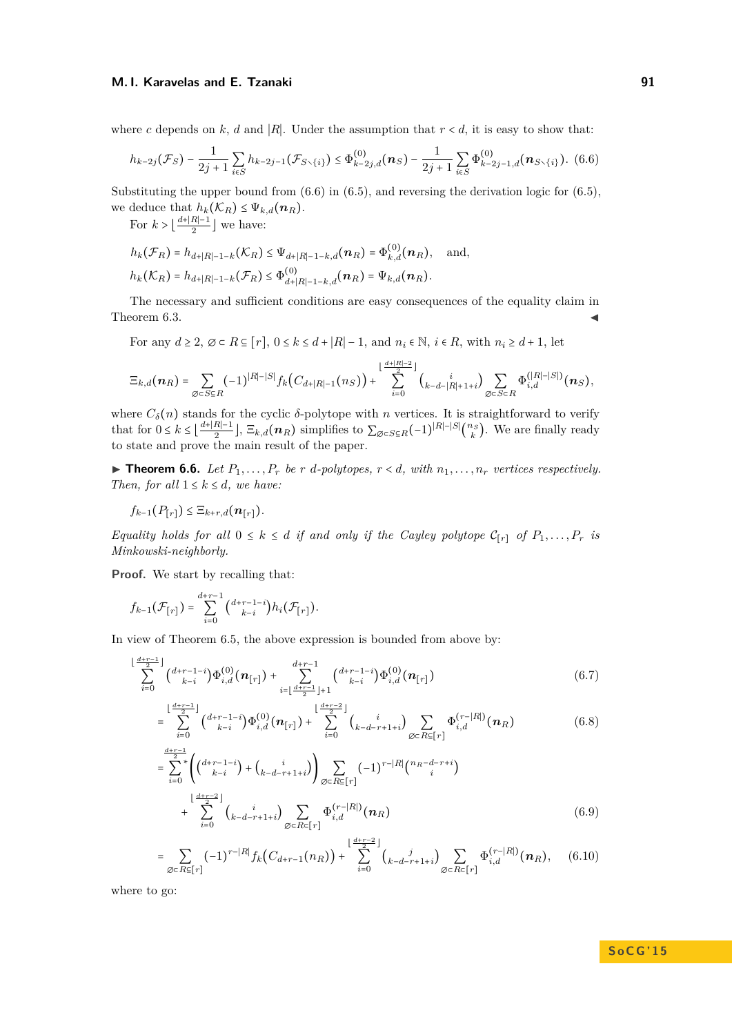where $c$ depends on $k$, $d$ and $|R|$. Under the assumption that $r < d$, it is easy to show that:

$$h_{k-2j}(\mathcal{F}_S) - \frac{1}{2j+1}\sum_{i\in S} h_{k-2j-1}(\mathcal{F}_{S\setminus\{i\}}) \le \Phi^{(0)}_{k-2j,d}(\boldsymbol{n}_S) - \frac{1}{2j+1}\sum_{i\in S}\Phi^{(0)}_{k-2j-1,d}(\boldsymbol{n}_{S\setminus\{i\}}). \quad (6.6)$$

Substituting the upper bound from (6.6) in (6.5), and reversing the derivation logic for (6.5), we deduce that $h_k(\mathcal{K}_R) \le \Psi_{k,d}(\boldsymbol{n}_R)$.

For $k > \lfloor\frac{d+|R|-1}{2}\rfloor$ we have:

$$h_k(\mathcal{F}_R) = h_{d+|R|-1-k}(\mathcal{K}_R) \le \Psi_{d+|R|-1-k,d}(\boldsymbol{n}_R) = \Phi^{(0)}_{k,d}(\boldsymbol{n}_R), \quad \text{and,}$$

$$h_k(\mathcal{K}_R) = h_{d+|R|-1-k}(\mathcal{F}_R) \le \Phi^{(0)}_{d+|R|-1-k,d}(\boldsymbol{n}_R) = \Psi_{k,d}(\boldsymbol{n}_R).$$

The necessary and sufficient conditions are easy consequences of the equality claim in Theorem 6.3. ◀

For any $d \ge 2$, $\varnothing \subset R \subseteq [r]$, $0 \le k \le d+|R|-1$, and $n_i \in \mathbb{N}$, $i \in R$, with $n_i \ge d+1$, let

$$\Xi_{k,d}(\boldsymbol{n}_R) = \sum_{\varnothing\subset S\subseteq R}(-1)^{|R|-|S|} f_k\big(C_{d+|R|-1}(n_S)\big) + \sum_{i=0}^{\lfloor\frac{d+|R|-2}{2}\rfloor}\binom{i}{k-d-|R|+1+i}\sum_{\varnothing\subset S\subset R}\Phi^{(|R|-|S|)}_{i,d}(\boldsymbol{n}_S),$$

where $C_\delta(n)$ stands for the cyclic $\delta$-polytope with $n$ vertices. It is straightforward to verify that for $0 \le k \le \lfloor\frac{d+|R|-1}{2}\rfloor$, $\Xi_{k,d}(\boldsymbol{n}_R)$ simplifies to $\sum_{\varnothing\subset S\subseteq R}(-1)^{|R|-|S|}\binom{n_S}{k}$. We are finally ready to state and prove the main result of the paper.

▶ **Theorem 6.6.** *Let $P_1,\dots,P_r$ be $r$ $d$-polytopes, $r < d$, with $n_1,\dots,n_r$ vertices respectively. Then, for all $1 \le k \le d$, we have:*

$$f_{k-1}(P_{[r]}) \le \Xi_{k+r,d}(\boldsymbol{n}_{[r]}).$$

*Equality holds for all $0 \le k \le d$ if and only if the Cayley polytope $\mathcal{C}_{[r]}$ of $P_1,\dots,P_r$ is Minkowski-neighborly.*

**Proof.** We start by recalling that:

$$f_{k-1}(\mathcal{F}_{[r]}) = \sum_{i=0}^{d+r-1}\binom{d+r-1-i}{k-i}h_i(\mathcal{F}_{[r]}).$$

In view of Theorem 6.5, the above expression is bounded from above by:

$$\sum_{i=0}^{\lfloor\frac{d+r-1}{2}\rfloor}\binom{d+r-1-i}{k-i}\Phi^{(0)}_{i,d}(\boldsymbol{n}_{[r]}) + \sum_{i=\lfloor\frac{d+r-1}{2}\rfloor+1}^{d+r-1}\binom{d+r-1-i}{k-i}\Phi^{(0)}_{i,d}(\boldsymbol{n}_{[r]}) \quad (6.7)$$

$$= \sum_{i=0}^{\lfloor\frac{d+r-1}{2}\rfloor}\binom{d+r-1-i}{k-i}\Phi^{(0)}_{i,d}(\boldsymbol{n}_{[r]}) + \sum_{i=0}^{\lfloor\frac{d+r-2}{2}\rfloor}\binom{i}{k-d-r+1+i}\sum_{\varnothing\subset R\subseteq[r]}\Phi^{(r-|R|)}_{i,d}(\boldsymbol{n}_R) \quad (6.8)$$

$$= \sum_{i=0}^{\frac{d+r-1}{2}}{}^{*}\left(\binom{d+r-1-i}{k-i} + \binom{i}{k-d-r+1+i}\right)\sum_{\varnothing\subset R\subseteq[r]}(-1)^{r-|R|}\binom{n_R-d-r+i}{i}$$
$$+ \sum_{i=0}^{\lfloor\frac{d+r-2}{2}\rfloor}\binom{i}{k-d-r+1+i}\sum_{\varnothing\subset R\subset[r]}\Phi^{(r-|R|)}_{i,d}(\boldsymbol{n}_R) \quad (6.9)$$

$$= \sum_{\varnothing\subset R\subseteq[r]}(-1)^{r-|R|}f_k\big(C_{d+r-1}(n_R)\big) + \sum_{i=0}^{\lfloor\frac{d+r-2}{2}\rfloor}\binom{j}{k-d-r+1+i}\sum_{\varnothing\subset R\subset[r]}\Phi^{(r-|R|)}_{i,d}(\boldsymbol{n}_R), \quad (6.10)$$

where to go: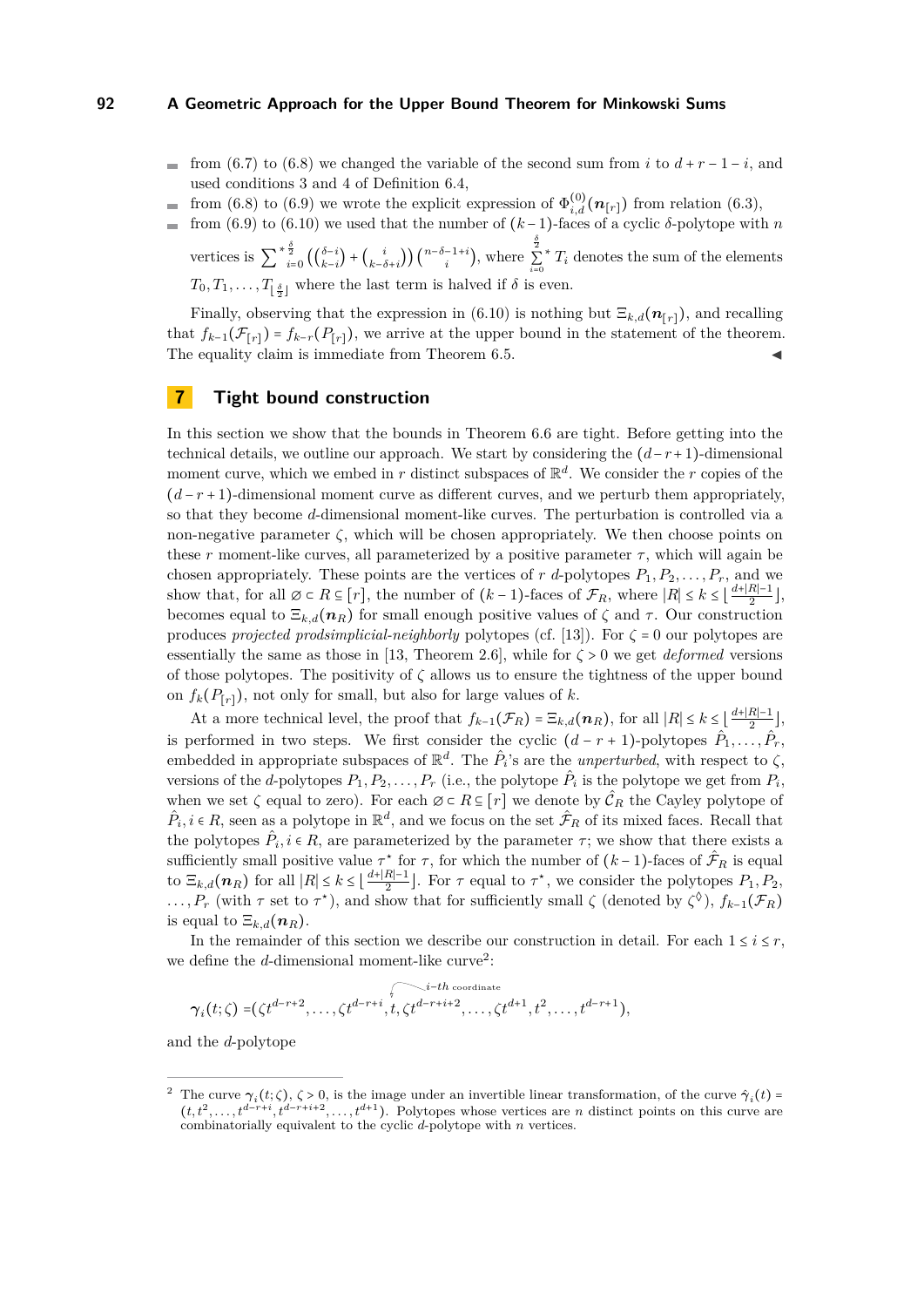- from (6.7) to (6.8) we changed the variable of the second sum from $i$ to $d+r-1-i$, and used conditions 3 and 4 of Definition 6.4,
- from (6.8) to (6.9) we wrote the explicit expression of $\Phi_{i,d}^{(0)}(\boldsymbol{n}_{[r]})$ from relation (6.3),
- from (6.9) to (6.10) we used that the number of $(k-1)$-faces of a cyclic $\delta$-polytope with $n$ vertices is $\sum_{i=0}^{*\frac{\delta}{2}} \left(\binom{\delta-i}{k-i} + \binom{i}{k-\delta+i}\right)\binom{n-\delta-1+i}{i}$, where $\sum_{i=0}^{\frac{\delta}{2}}{}^{*} T_i$ denotes the sum of the elements $T_0, T_1, \ldots, T_{\lfloor\frac{\delta}{2}\rfloor}$ where the last term is halved if $\delta$ is even.

Finally, observing that the expression in (6.10) is nothing but $\Xi_{k,d}(\boldsymbol{n}_{[r]})$, and recalling that $f_{k-1}(\mathcal{F}_{[r]}) = f_{k-r}(P_{[r]})$, we arrive at the upper bound in the statement of the theorem. The equality claim is immediate from Theorem 6.5. ◀

## 7 Tight bound construction

In this section we show that the bounds in Theorem 6.6 are tight. Before getting into the technical details, we outline our approach. We start by considering the $(d-r+1)$-dimensional moment curve, which we embed in $r$ distinct subspaces of $\mathbb{R}^d$. We consider the $r$ copies of the $(d-r+1)$-dimensional moment curve as different curves, and we perturb them appropriately, so that they become $d$-dimensional moment-like curves. The perturbation is controlled via a non-negative parameter $\zeta$, which will be chosen appropriately. We then choose points on these $r$ moment-like curves, all parameterized by a positive parameter $\tau$, which will again be chosen appropriately. These points are the vertices of $r$ $d$-polytopes $P_1, P_2, \ldots, P_r$, and we show that, for all $\varnothing \subset R \subseteq [r]$, the number of $(k-1)$-faces of $\mathcal{F}_R$, where $|R| \leq k \leq \lfloor\frac{d+|R|-1}{2}\rfloor$, becomes equal to $\Xi_{k,d}(\boldsymbol{n}_R)$ for small enough positive values of $\zeta$ and $\tau$. Our construction produces *projected prodsimplicial-neighborly* polytopes (cf. [13]). For $\zeta = 0$ our polytopes are essentially the same as those in [13, Theorem 2.6], while for $\zeta > 0$ we get *deformed* versions of those polytopes. The positivity of $\zeta$ allows us to ensure the tightness of the upper bound on $f_k(P_{[r]})$, not only for small, but also for large values of $k$.

At a more technical level, the proof that $f_{k-1}(\mathcal{F}_R) = \Xi_{k,d}(\boldsymbol{n}_R)$, for all $|R| \leq k \leq \lfloor\frac{d+|R|-1}{2}\rfloor$, is performed in two steps. We first consider the cyclic $(d-r+1)$-polytopes $\hat{P}_1, \ldots, \hat{P}_r$, embedded in appropriate subspaces of $\mathbb{R}^d$. The $\hat{P}_i$'s are the *unperturbed*, with respect to $\zeta$, versions of the $d$-polytopes $P_1, P_2, \ldots, P_r$ (i.e., the polytope $\hat{P}_i$ is the polytope we get from $P_i$, when we set $\zeta$ equal to zero). For each $\varnothing \subset R \subseteq [r]$ we denote by $\hat{\mathcal{C}}_R$ the Cayley polytope of $\hat{P}_i, i \in R$, seen as a polytope in $\mathbb{R}^d$, and we focus on the set $\hat{\mathcal{F}}_R$ of its mixed faces. Recall that the polytopes $\hat{P}_i, i \in R$, are parameterized by the parameter $\tau$; we show that there exists a sufficiently small positive value $\tau^\star$ for $\tau$, for which the number of $(k-1)$-faces of $\hat{\mathcal{F}}_R$ is equal to $\Xi_{k,d}(\boldsymbol{n}_R)$ for all $|R| \leq k \leq \lfloor\frac{d+|R|-1}{2}\rfloor$. For $\tau$ equal to $\tau^\star$, we consider the polytopes $P_1, P_2, \ldots, P_r$ (with $\tau$ set to $\tau^\star$), and show that for sufficiently small $\zeta$ (denoted by $\zeta^\Diamond$), $f_{k-1}(\mathcal{F}_R)$ is equal to $\Xi_{k,d}(\boldsymbol{n}_R)$.

In the remainder of this section we describe our construction in detail. For each $1 \leq i \leq r$, we define the $d$-dimensional moment-like curve[2]:

$$\boldsymbol{\gamma}_i(t;\zeta) = (\zeta t^{d-r+2}, \ldots, \zeta t^{d-r+i}, \underbrace{t}_{i\text{-th coordinate}}, \zeta t^{d-r+i+2}, \ldots, \zeta t^{d+1}, t^2, \ldots, t^{d-r+1}),$$

and the $d$-polytope

[2] The curve $\boldsymbol{\gamma}_i(t;\zeta)$, $\zeta > 0$, is the image under an invertible linear transformation, of the curve $\hat{\boldsymbol{\gamma}}_i(t) = (t, t^2, \ldots, t^{d-r+i}, t^{d-r+i+2}, \ldots, t^{d+1})$. Polytopes whose vertices are $n$ distinct points on this curve are combinatorially equivalent to the cyclic $d$-polytope with $n$ vertices.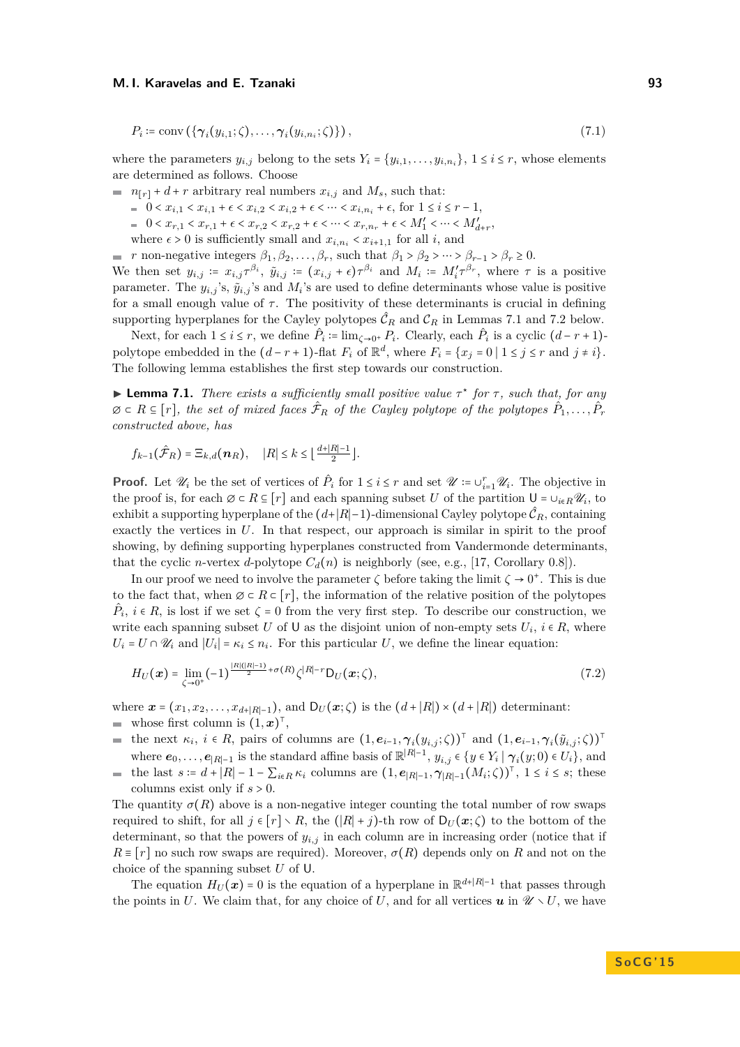$$P_i := \text{conv}\left(\{\boldsymbol{\gamma}_i(y_{i,1};\zeta), \ldots, \boldsymbol{\gamma}_i(y_{i,n_i};\zeta)\}\right), \tag{7.1}$$

where the parameters $y_{i,j}$ belong to the sets $Y_i = \{y_{i,1}, \ldots, y_{i,n_i}\}$, $1 \le i \le r$, whose elements are determined as follows. Choose

- $n_{[r]} + d + r$ arbitrary real numbers $x_{i,j}$ and $M_s$, such that:
  - $0 < x_{i,1} < x_{i,1} + \epsilon < x_{i,2} < x_{i,2} + \epsilon < \cdots < x_{i,n_i} + \epsilon$, for $1 \le i \le r-1$,
  - $0 < x_{r,1} < x_{r,1} + \epsilon < x_{r,2} < x_{r,2} + \epsilon < \cdots < x_{r,n_r} + \epsilon < M'_1 < \cdots < M'_{d+r}$,

  where $\epsilon > 0$ is sufficiently small and $x_{i,n_i} < x_{i+1,1}$ for all $i$, and
- $r$ non-negative integers $\beta_1, \beta_2, \ldots, \beta_r$, such that $\beta_1 > \beta_2 > \cdots > \beta_{r-1} > \beta_r \ge 0$.

We then set $y_{i,j} := x_{i,j}\tau^{\beta_i}$, $\tilde{y}_{i,j} := (x_{i,j} + \epsilon)\tau^{\beta_i}$ and $M_i := M'_i\tau^{\beta_r}$, where $\tau$ is a positive parameter. The $y_{i,j}$'s, $\tilde{y}_{i,j}$'s and $M_i$'s are used to define determinants whose value is positive for a small enough value of $\tau$. The positivity of these determinants is crucial in defining supporting hyperplanes for the Cayley polytopes $\hat{\mathcal{C}}_R$ and $\mathcal{C}_R$ in Lemmas 7.1 and 7.2 below.

Next, for each $1 \le i \le r$, we define $\hat{P}_i := \lim_{\zeta \to 0^+} P_i$. Clearly, each $\hat{P}_i$ is a cyclic $(d-r+1)$-polytope embedded in the $(d-r+1)$-flat $F_i$ of $\mathbb{R}^d$, where $F_i = \{x_j = 0 \mid 1 \le j \le r \text{ and } j \ne i\}$. The following lemma establishes the first step towards our construction.

▶ **Lemma 7.1.** *There exists a sufficiently small positive value $\tau^\star$ for $\tau$, such that, for any $\varnothing \subset R \subseteq [r]$, the set of mixed faces $\hat{\mathcal{F}}_R$ of the Cayley polytope of the polytopes $\hat{P}_1, \ldots, \hat{P}_r$ constructed above, has*

$$f_{k-1}(\hat{\mathcal{F}}_R) = \Xi_{k,d}(\boldsymbol{n}_R), \quad |R| \le k \le \lfloor \tfrac{d+|R|-1}{2} \rfloor.$$

**Proof.** Let $\mathscr{U}_i$ be the set of vertices of $\hat{P}_i$ for $1 \le i \le r$ and set $\mathscr{U} := \cup_{i=1}^r \mathscr{U}_i$. The objective in the proof is, for each $\varnothing \subset R \subseteq [r]$ and each spanning subset $U$ of the partition $\mathsf{U} = \cup_{i \in R}\mathscr{U}_i$, to exhibit a supporting hyperplane of the $(d+|R|-1)$-dimensional Cayley polytope $\hat{\mathcal{C}}_R$, containing exactly the vertices in $U$. In that respect, our approach is similar in spirit to the proof showing, by defining supporting hyperplanes constructed from Vandermonde determinants, that the cyclic $n$-vertex $d$-polytope $C_d(n)$ is neighborly (see, e.g., [17, Corollary 0.8]).

In our proof we need to involve the parameter $\zeta$ before taking the limit $\zeta \to 0^+$. This is due to the fact that, when $\varnothing \subset R \subset [r]$, the information of the relative position of the polytopes $\hat{P}_i$, $i \in R$, is lost if we set $\zeta = 0$ from the very first step. To describe our construction, we write each spanning subset $U$ of $\mathsf{U}$ as the disjoint union of non-empty sets $U_i$, $i \in R$, where $U_i = U \cap \mathscr{U}_i$ and $|U_i| = \kappa_i \le n_i$. For this particular $U$, we define the linear equation:

$$H_U(\boldsymbol{x}) = \lim_{\zeta \to 0^+} (-1)^{\frac{|R|(|R|-1)}{2} + \sigma(R)} \zeta^{|R|-r} \mathsf{D}_U(\boldsymbol{x};\zeta), \tag{7.2}$$

where $\boldsymbol{x} = (x_1, x_2, \ldots, x_{d+|R|-1})$, and $\mathsf{D}_U(\boldsymbol{x};\zeta)$ is the $(d+|R|) \times (d+|R|)$ determinant:

- whose first column is $(1, \boldsymbol{x})^\top$,
- the next $\kappa_i$, $i \in R$, pairs of columns are $(1, \boldsymbol{e}_{i-1}, \boldsymbol{\gamma}_i(y_{i,j};\zeta))^\top$ and $(1, \boldsymbol{e}_{i-1}, \boldsymbol{\gamma}_i(\tilde{y}_{i,j};\zeta))^\top$ where $\boldsymbol{e}_0, \ldots, \boldsymbol{e}_{|R|-1}$ is the standard affine basis of $\mathbb{R}^{|R|-1}$, $y_{i,j} \in \{y \in Y_i \mid \boldsymbol{\gamma}_i(y;0) \in U_i\}$, and
- the last $s := d + |R| - 1 - \sum_{i \in R} \kappa_i$ columns are $(1, \boldsymbol{e}_{|R|-1}, \boldsymbol{\gamma}_{|R|-1}(M_i;\zeta))^\top$, $1 \le i \le s$; these columns exist only if $s > 0$.

The quantity $\sigma(R)$ above is a non-negative integer counting the total number of row swaps required to shift, for all $j \in [r] \smallsetminus R$, the $(|R|+j)$-th row of $\mathsf{D}_U(\boldsymbol{x};\zeta)$ to the bottom of the determinant, so that the powers of $y_{i,j}$ in each column are in increasing order (notice that if $R \equiv [r]$ no such row swaps are required). Moreover, $\sigma(R)$ depends only on $R$ and not on the choice of the spanning subset $U$ of $\mathsf{U}$.

The equation $H_U(\boldsymbol{x}) = 0$ is the equation of a hyperplane in $\mathbb{R}^{d+|R|-1}$ that passes through the points in $U$. We claim that, for any choice of $U$, and for all vertices $\boldsymbol{u}$ in $\mathscr{U} \smallsetminus U$, we have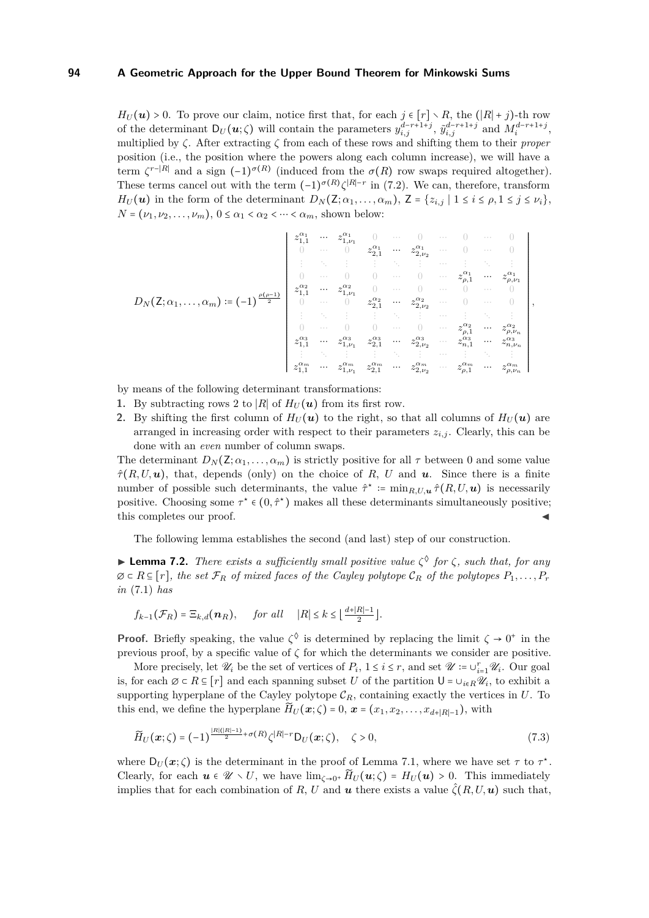$H_U(\boldsymbol{u}) > 0$. To prove our claim, notice first that, for each $j \in [r] \setminus R$, the $(|R|+j)$-th row of the determinant $\mathsf{D}_U(\boldsymbol{u};\zeta)$ will contain the parameters $y_{i,j}^{d-r+1+j}$, $\tilde{y}_{i,j}^{d-r+1+j}$ and $M_i^{d-r+1+j}$, multiplied by $\zeta$. After extracting $\zeta$ from each of these rows and shifting them to their *proper* position (i.e., the position where the powers along each column increase), we will have a term $\zeta^{r-|R|}$ and a sign $(-1)^{\sigma(R)}$ (induced from the $\sigma(R)$ row swaps required altogether). These terms cancel out with the term $(-1)^{\sigma(R)}\zeta^{|R|-r}$ in (7.2). We can, therefore, transform $H_U(\boldsymbol{u})$ in the form of the determinant $D_N(\mathsf{Z};\alpha_1,\ldots,\alpha_m)$, $\mathsf{Z} = \{z_{i,j} \mid 1 \le i \le \rho, 1 \le j \le \nu_i\}$, $N = (\nu_1,\nu_2,\ldots,\nu_m)$, $0 \le \alpha_1 < \alpha_2 < \cdots < \alpha_m$, shown below:

$$
D_N(\mathsf{Z};\alpha_1,\ldots,\alpha_m) := (-1)^{\frac{\rho(\rho-1)}{2}}
\begin{vmatrix}
z_{1,1}^{\alpha_1} & \cdots & z_{1,\nu_1}^{\alpha_1} & 0 & \cdots & 0 & \cdots & 0 & \cdots & 0 \\
0 & \cdots & 0 & z_{2,1}^{\alpha_1} & \cdots & z_{2,\nu_2}^{\alpha_1} & \cdots & 0 & \cdots & 0 \\
\vdots & \ddots & \vdots & \vdots & \ddots & \vdots & \cdots & \vdots & \ddots & \vdots \\
0 & \cdots & 0 & 0 & \cdots & 0 & \cdots & z_{\rho,1}^{\alpha_1} & \cdots & z_{\rho,\nu_1}^{\alpha_1} \\
z_{1,1}^{\alpha_2} & \cdots & z_{1,\nu_1}^{\alpha_2} & 0 & \cdots & 0 & \cdots & 0 & \cdots & 0 \\
0 & \cdots & 0 & z_{2,1}^{\alpha_2} & \cdots & z_{2,\nu_2}^{\alpha_2} & \cdots & 0 & \cdots & 0 \\
\vdots & \ddots & \vdots & \vdots & \ddots & \vdots & \cdots & \vdots & \ddots & \vdots \\
0 & \cdots & 0 & 0 & \cdots & 0 & \cdots & z_{\rho,1}^{\alpha_2} & \cdots & z_{\rho,\nu_n}^{\alpha_2} \\
z_{1,1}^{\alpha_3} & \cdots & z_{1,\nu_1}^{\alpha_3} & z_{2,1}^{\alpha_3} & \cdots & z_{2,\nu_2}^{\alpha_3} & \cdots & z_{n,1}^{\alpha_3} & \cdots & z_{n,\nu_n}^{\alpha_3} \\
\vdots & \ddots & \vdots & \vdots & \ddots & \vdots & \cdots & \vdots & \ddots & \vdots \\
z_{1,1}^{\alpha_m} & \cdots & z_{1,\nu_1}^{\alpha_m} & z_{2,1}^{\alpha_m} & \cdots & z_{2,\nu_2}^{\alpha_m} & \cdots & z_{\rho,1}^{\alpha_m} & \cdots & z_{\rho,\nu_n}^{\alpha_m}
\end{vmatrix},
$$

by means of the following determinant transformations:

1. By subtracting rows 2 to $|R|$ of $H_U(\boldsymbol{u})$ from its first row.
2. By shifting the first column of $H_U(\boldsymbol{u})$ to the right, so that all columns of $H_U(\boldsymbol{u})$ are arranged in increasing order with respect to their parameters $z_{i,j}$. Clearly, this can be done with an *even* number of column swaps.

The determinant $D_N(\mathsf{Z};\alpha_1,\ldots,\alpha_m)$ is strictly positive for all $\tau$ between 0 and some value $\hat{\tau}(R,U,\boldsymbol{u})$, that, depends (only) on the choice of $R$, $U$ and $\boldsymbol{u}$. Since there is a finite number of possible such determinants, the value $\hat{\tau}^\star := \min_{R,U,\boldsymbol{u}} \hat{\tau}(R,U,\boldsymbol{u})$ is necessarily positive. Choosing some $\tau^\star \in (0,\hat{\tau}^\star)$ makes all these determinants simultaneously positive; this completes our proof. ◀

The following lemma establishes the second (and last) step of our construction.

▶ **Lemma 7.2.** *There exists a sufficiently small positive value $\zeta^\lozenge$ for $\zeta$, such that, for any $\varnothing \subset R \subseteq [r]$, the set $\mathcal{F}_R$ of mixed faces of the Cayley polytope $\mathcal{C}_R$ of the polytopes $P_1,\ldots,P_r$ in* (7.1) *has*

$$f_{k-1}(\mathcal{F}_R) = \Xi_{k,d}(\boldsymbol{n}_R), \quad \text{for all} \quad |R| \le k \le \lfloor \tfrac{d+|R|-1}{2} \rfloor.$$

**Proof.** Briefly speaking, the value $\zeta^\lozenge$ is determined by replacing the limit $\zeta \to 0^+$ in the previous proof, by a specific value of $\zeta$ for which the determinants we consider are positive.

More precisely, let $\mathscr{U}_i$ be the set of vertices of $P_i$, $1 \le i \le r$, and set $\mathscr{U} := \cup_{i=1}^r \mathscr{U}_i$. Our goal is, for each $\varnothing \subset R \subseteq [r]$ and each spanning subset $U$ of the partition $\mathsf{U} = \cup_{i\in R}\mathscr{U}_i$, to exhibit a supporting hyperplane of the Cayley polytope $\mathcal{C}_R$, containing exactly the vertices in $U$. To this end, we define the hyperplane $\widetilde{H}_U(\boldsymbol{x};\zeta) = 0$, $\boldsymbol{x} = (x_1,x_2,\ldots,x_{d+|R|-1})$, with

$$\widetilde{H}_U(\boldsymbol{x};\zeta) = (-1)^{\frac{|R|(|R|-1)}{2}+\sigma(R)}\zeta^{|R|-r}\mathsf{D}_U(\boldsymbol{x};\zeta), \quad \zeta > 0, \tag{7.3}$$

where $\mathsf{D}_U(\boldsymbol{x};\zeta)$ is the determinant in the proof of Lemma 7.1, where we have set $\tau$ to $\tau^\star$. Clearly, for each $\boldsymbol{u} \in \mathscr{U} \setminus U$, we have $\lim_{\zeta\to 0^+}\widetilde{H}_U(\boldsymbol{u};\zeta) = H_U(\boldsymbol{u}) > 0$. This immediately implies that for each combination of $R$, $U$ and $\boldsymbol{u}$ there exists a value $\hat{\zeta}(R,U,\boldsymbol{u})$ such that,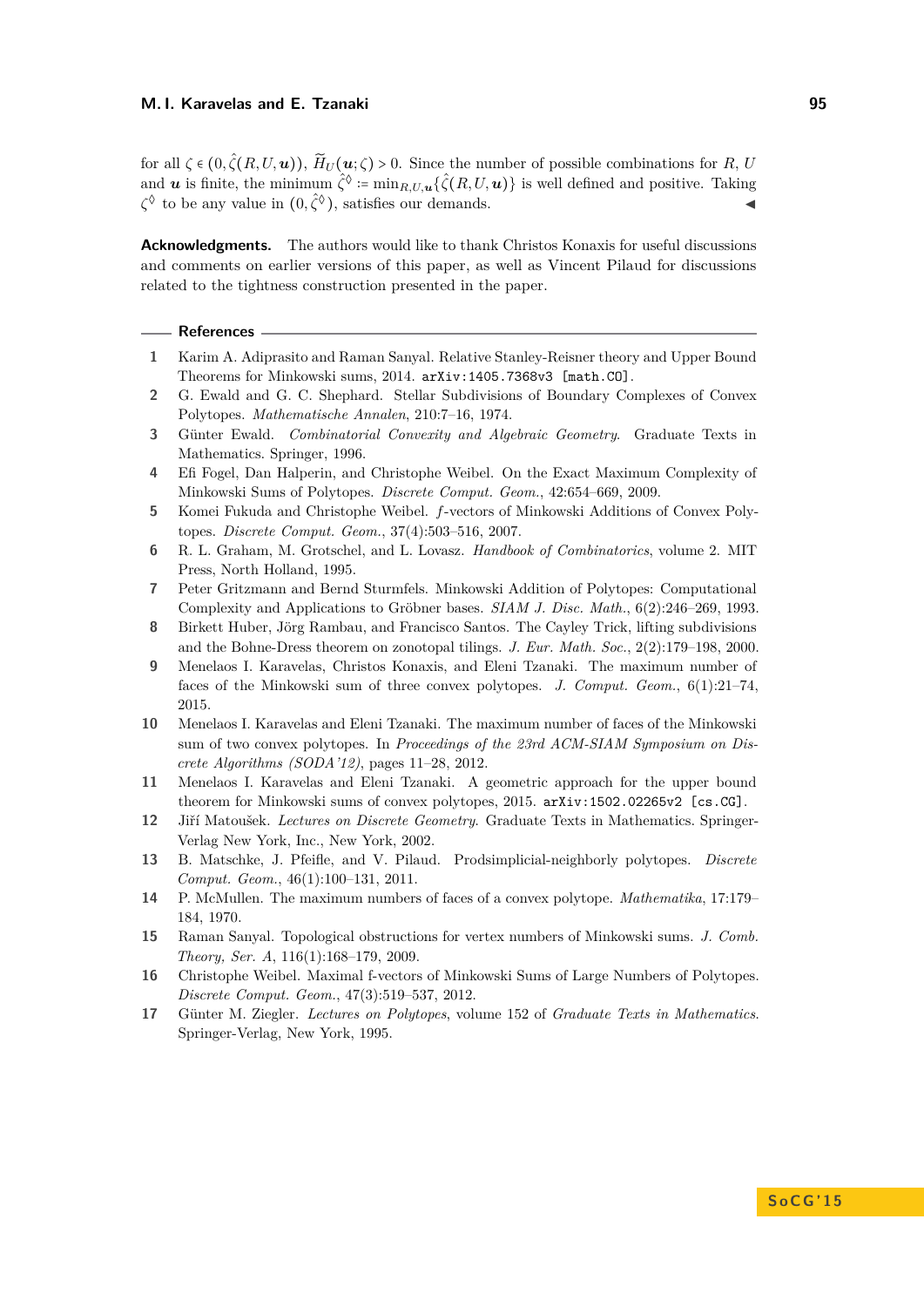for all $\zeta \in (0, \hat{\zeta}(R, U, \boldsymbol{u}))$, $\widetilde{H}_U(\boldsymbol{u}; \zeta) > 0$. Since the number of possible combinations for $R$, $U$ and $\boldsymbol{u}$ is finite, the minimum $\hat{\zeta}^{\Diamond} := \min_{R,U,\boldsymbol{u}}\{\hat{\zeta}(R, U, \boldsymbol{u})\}$ is well defined and positive. Taking $\zeta^{\Diamond}$ to be any value in $(0, \hat{\zeta}^{\Diamond})$, satisfies our demands. ◀

**Acknowledgments.** The authors would like to thank Christos Konaxis for useful discussions and comments on earlier versions of this paper, as well as Vincent Pilaud for discussions related to the tightness construction presented in the paper.

## References

1. Karim A. Adiprasito and Raman Sanyal. Relative Stanley-Reisner theory and Upper Bound Theorems for Minkowski sums, 2014. `arXiv:1405.7368v3 [math.CO]`.
2. G. Ewald and G. C. Shephard. Stellar Subdivisions of Boundary Complexes of Convex Polytopes. *Mathematische Annalen*, 210:7–16, 1974.
3. Günter Ewald. *Combinatorial Convexity and Algebraic Geometry*. Graduate Texts in Mathematics. Springer, 1996.
4. Efi Fogel, Dan Halperin, and Christophe Weibel. On the Exact Maximum Complexity of Minkowski Sums of Polytopes. *Discrete Comput. Geom.*, 42:654–669, 2009.
5. Komei Fukuda and Christophe Weibel. $f$-vectors of Minkowski Additions of Convex Polytopes. *Discrete Comput. Geom.*, 37(4):503–516, 2007.
6. R. L. Graham, M. Grotschel, and L. Lovasz. *Handbook of Combinatorics*, volume 2. MIT Press, North Holland, 1995.
7. Peter Gritzmann and Bernd Sturmfels. Minkowski Addition of Polytopes: Computational Complexity and Applications to Gröbner bases. *SIAM J. Disc. Math.*, 6(2):246–269, 1993.
8. Birkett Huber, Jörg Rambau, and Francisco Santos. The Cayley Trick, lifting subdivisions and the Bohne-Dress theorem on zonotopal tilings. *J. Eur. Math. Soc.*, 2(2):179–198, 2000.
9. Menelaos I. Karavelas, Christos Konaxis, and Eleni Tzanaki. The maximum number of faces of the Minkowski sum of three convex polytopes. *J. Comput. Geom.*, 6(1):21–74, 2015.
10. Menelaos I. Karavelas and Eleni Tzanaki. The maximum number of faces of the Minkowski sum of two convex polytopes. In *Proceedings of the 23rd ACM-SIAM Symposium on Discrete Algorithms (SODA'12)*, pages 11–28, 2012.
11. Menelaos I. Karavelas and Eleni Tzanaki. A geometric approach for the upper bound theorem for Minkowski sums of convex polytopes, 2015. `arXiv:1502.02265v2 [cs.CG]`.
12. Jiří Matoušek. *Lectures on Discrete Geometry*. Graduate Texts in Mathematics. Springer-Verlag New York, Inc., New York, 2002.
13. B. Matschke, J. Pfeifle, and V. Pilaud. Prodsimplicial-neighborly polytopes. *Discrete Comput. Geom.*, 46(1):100–131, 2011.
14. P. McMullen. The maximum numbers of faces of a convex polytope. *Mathematika*, 17:179–184, 1970.
15. Raman Sanyal. Topological obstructions for vertex numbers of Minkowski sums. *J. Comb. Theory, Ser. A*, 116(1):168–179, 2009.
16. Christophe Weibel. Maximal f-vectors of Minkowski Sums of Large Numbers of Polytopes. *Discrete Comput. Geom.*, 47(3):519–537, 2012.
17. Günter M. Ziegler. *Lectures on Polytopes*, volume 152 of *Graduate Texts in Mathematics*. Springer-Verlag, New York, 1995.